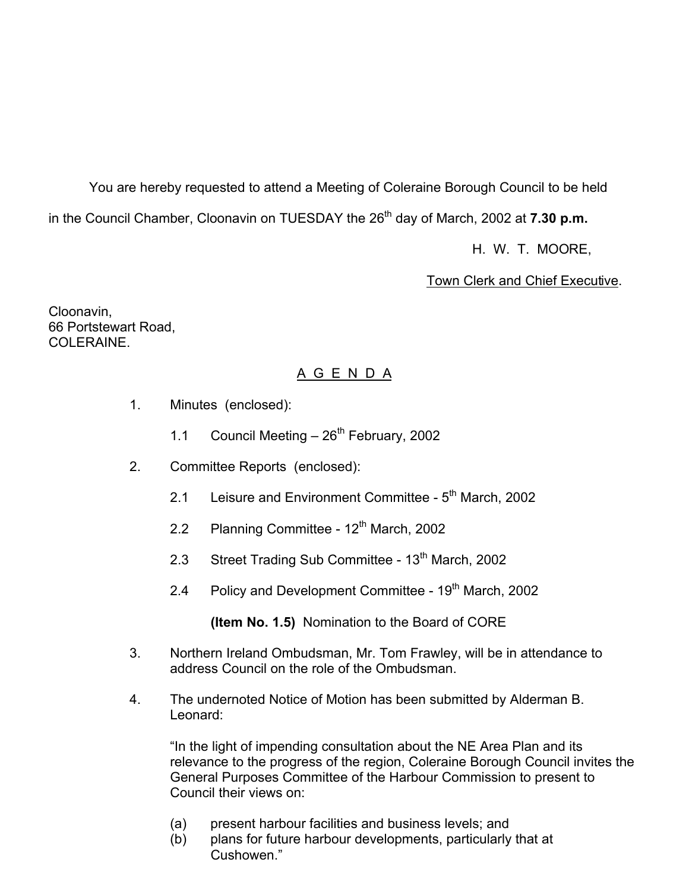You are hereby requested to attend a Meeting of Coleraine Borough Council to be held in the Council Chamber, Cloonavin on TUESDAY the 26th day of March, 2002 at **7.30 p.m.**

H. W. T. MOORE,

Town Clerk and Chief Executive.

Cloonavin,
66 Portstewart Road,
COLERAINE.

## A G E N D A

1. Minutes (enclosed):

   1.1 Council Meeting – 26th February, 2002

2. Committee Reports (enclosed):

   2.1 Leisure and Environment Committee - 5th March, 2002

   2.2 Planning Committee - 12th March, 2002

   2.3 Street Trading Sub Committee - 13th March, 2002

   2.4 Policy and Development Committee - 19th March, 2002

   **(Item No. 1.5)** Nomination to the Board of CORE

3. Northern Ireland Ombudsman, Mr. Tom Frawley, will be in attendance to address Council on the role of the Ombudsman.

4. The undernoted Notice of Motion has been submitted by Alderman B. Leonard:

   "In the light of impending consultation about the NE Area Plan and its relevance to the progress of the region, Coleraine Borough Council invites the General Purposes Committee of the Harbour Commission to present to Council their views on:

   (a) present harbour facilities and business levels; and
   (b) plans for future harbour developments, particularly that at Cushowen."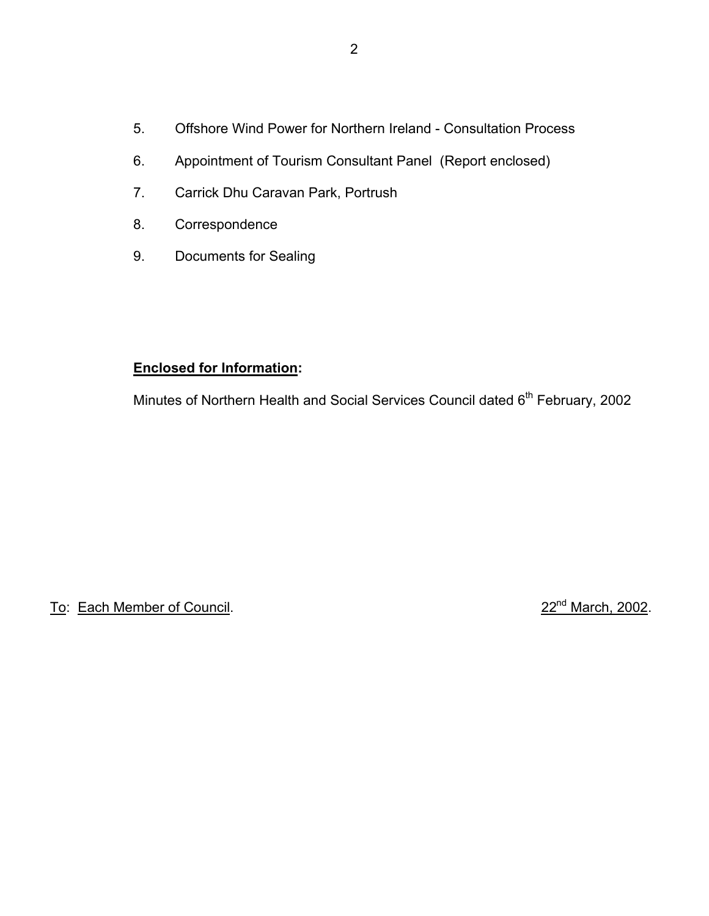5. Offshore Wind Power for Northern Ireland - Consultation Process
6. Appointment of Tourism Consultant Panel (Report enclosed)
7. Carrick Dhu Caravan Park, Portrush
8. Correspondence
9. Documents for Sealing

**Enclosed for Information:**

Minutes of Northern Health and Social Services Council dated 6th February, 2002

To: Each Member of Council. 22nd March, 2002.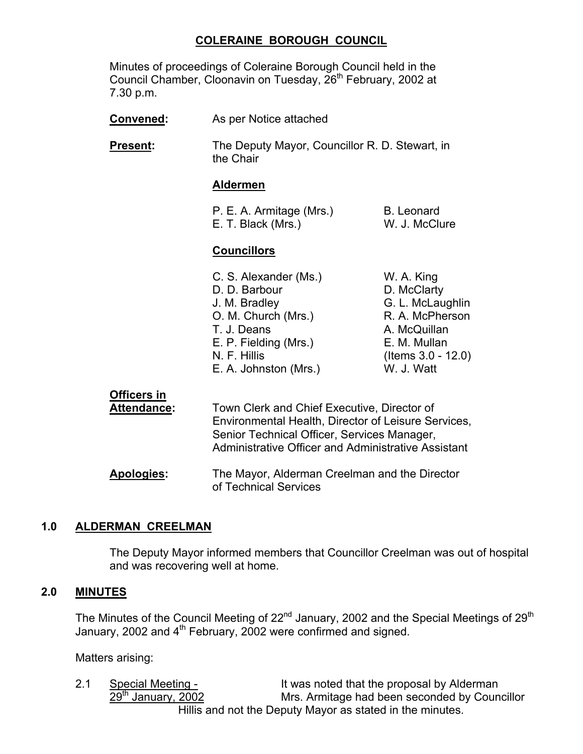## COLERAINE BOROUGH COUNCIL

Minutes of proceedings of Coleraine Borough Council held in the Council Chamber, Cloonavin on Tuesday, 26th February, 2002 at 7.30 p.m.

**Convened:** As per Notice attached

**Present:** The Deputy Mayor, Councillor R. D. Stewart, in the Chair

**Aldermen**

| | |
|---|---|
| P. E. A. Armitage (Mrs.) | B. Leonard |
| E. T. Black (Mrs.) | W. J. McClure |

**Councillors**

| | |
|---|---|
| C. S. Alexander (Ms.) | W. A. King |
| D. D. Barbour | D. McClarty |
| J. M. Bradley | G. L. McLaughlin |
| O. M. Church (Mrs.) | R. A. McPherson |
| T. J. Deans | A. McQuillan |
| E. P. Fielding (Mrs.) | E. M. Mullan |
| N. F. Hillis | (Items 3.0 - 12.0) |
| E. A. Johnston (Mrs.) | W. J. Watt |

**Officers in Attendance:** Town Clerk and Chief Executive, Director of Environmental Health, Director of Leisure Services, Senior Technical Officer, Services Manager, Administrative Officer and Administrative Assistant

**Apologies:** The Mayor, Alderman Creelman and the Director of Technical Services

### 1.0 ALDERMAN CREELMAN

The Deputy Mayor informed members that Councillor Creelman was out of hospital and was recovering well at home.

### 2.0 MINUTES

The Minutes of the Council Meeting of 22nd January, 2002 and the Special Meetings of 29th January, 2002 and 4th February, 2002 were confirmed and signed.

Matters arising:

2.1 Special Meeting - 29th January, 2002 — It was noted that the proposal by Alderman Mrs. Armitage had been seconded by Councillor Hillis and not the Deputy Mayor as stated in the minutes.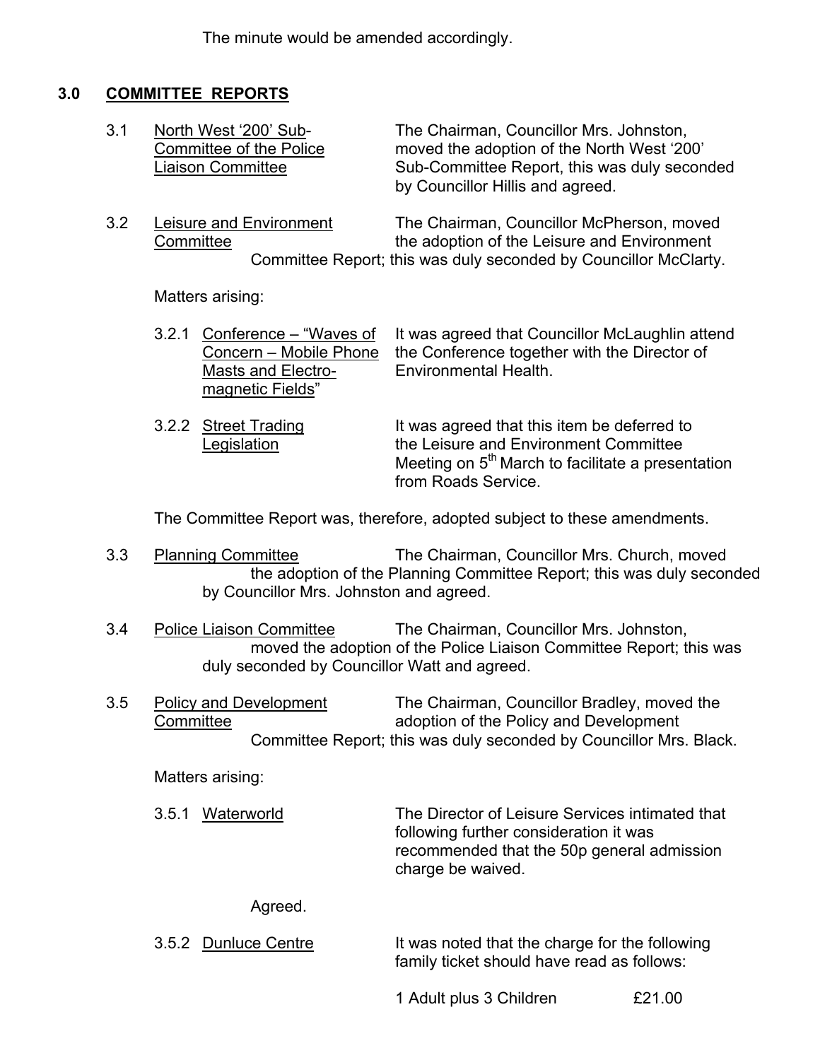The minute would be amended accordingly.

## 3.0 COMMITTEE REPORTS

3.1 North West '200' Sub-Committee of the Police Liaison Committee

The Chairman, Councillor Mrs. Johnston, moved the adoption of the North West '200' Sub-Committee Report, this was duly seconded by Councillor Hillis and agreed.

3.2 Leisure and Environment Committee

The Chairman, Councillor McPherson, moved the adoption of the Leisure and Environment Committee Report; this was duly seconded by Councillor McClarty.

Matters arising:

3.2.1 Conference – "Waves of Concern – Mobile Phone Masts and Electro-magnetic Fields"

It was agreed that Councillor McLaughlin attend the Conference together with the Director of Environmental Health.

3.2.2 Street Trading Legislation

It was agreed that this item be deferred to the Leisure and Environment Committee Meeting on 5th March to facilitate a presentation from Roads Service.

The Committee Report was, therefore, adopted subject to these amendments.

3.3 Planning Committee

The Chairman, Councillor Mrs. Church, moved the adoption of the Planning Committee Report; this was duly seconded by Councillor Mrs. Johnston and agreed.

3.4 Police Liaison Committee

The Chairman, Councillor Mrs. Johnston, moved the adoption of the Police Liaison Committee Report; this was duly seconded by Councillor Watt and agreed.

3.5 Policy and Development Committee

The Chairman, Councillor Bradley, moved the adoption of the Policy and Development Committee Report; this was duly seconded by Councillor Mrs. Black.

Matters arising:

3.5.1 Waterworld

The Director of Leisure Services intimated that following further consideration it was recommended that the 50p general admission charge be waived.

Agreed.

3.5.2 Dunluce Centre

It was noted that the charge for the following family ticket should have read as follows:

1 Adult plus 3 Children £21.00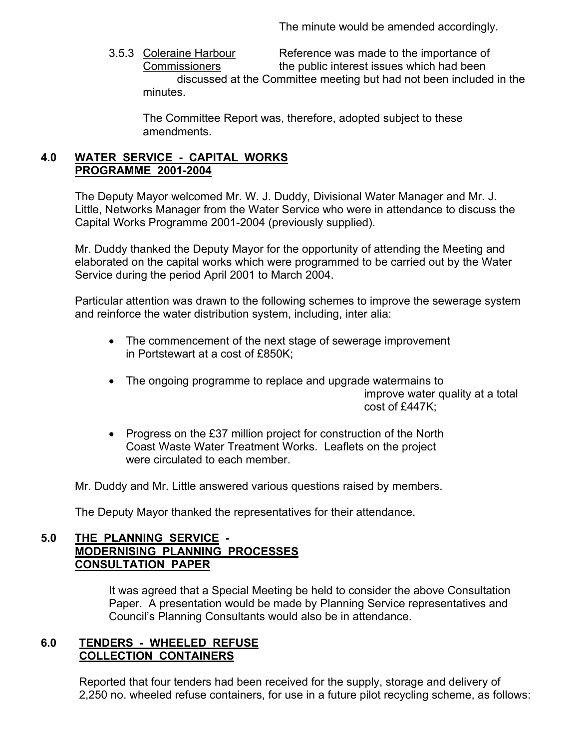The minute would be amended accordingly.

3.5.3 Coleraine Harbour Commissioners — Reference was made to the importance of the public interest issues which had been discussed at the Committee meeting but had not been included in the minutes.

The Committee Report was, therefore, adopted subject to these amendments.

## 4.0 WATER SERVICE - CAPITAL WORKS PROGRAMME 2001-2004

The Deputy Mayor welcomed Mr. W. J. Duddy, Divisional Water Manager and Mr. J. Little, Networks Manager from the Water Service who were in attendance to discuss the Capital Works Programme 2001-2004 (previously supplied).

Mr. Duddy thanked the Deputy Mayor for the opportunity of attending the Meeting and elaborated on the capital works which were programmed to be carried out by the Water Service during the period April 2001 to March 2004.

Particular attention was drawn to the following schemes to improve the sewerage system and reinforce the water distribution system, including, inter alia:

- The commencement of the next stage of sewerage improvement in Portstewart at a cost of £850K;
- The ongoing programme to replace and upgrade watermains to improve water quality at a total cost of £447K;
- Progress on the £37 million project for construction of the North Coast Waste Water Treatment Works. Leaflets on the project were circulated to each member.

Mr. Duddy and Mr. Little answered various questions raised by members.

The Deputy Mayor thanked the representatives for their attendance.

## 5.0 THE PLANNING SERVICE - MODERNISING PLANNING PROCESSES CONSULTATION PAPER

It was agreed that a Special Meeting be held to consider the above Consultation Paper. A presentation would be made by Planning Service representatives and Council's Planning Consultants would also be in attendance.

## 6.0 TENDERS - WHEELED REFUSE COLLECTION CONTAINERS

Reported that four tenders had been received for the supply, storage and delivery of 2,250 no. wheeled refuse containers, for use in a future pilot recycling scheme, as follows: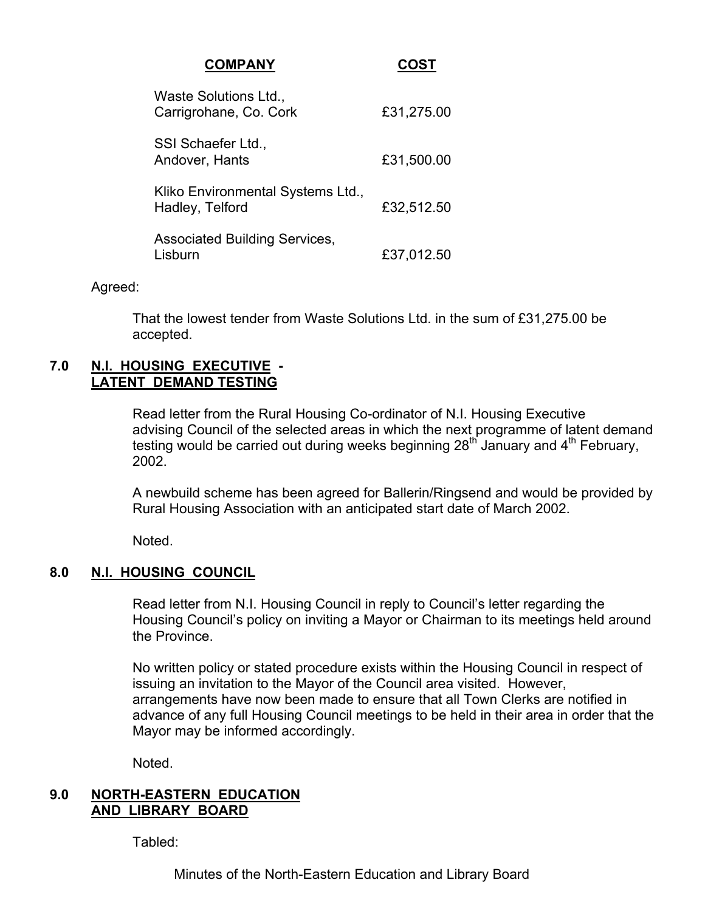| **COMPANY** | **COST** |
|---|---|
| Waste Solutions Ltd., Carrigrohane, Co. Cork | £31,275.00 |
| SSI Schaefer Ltd., Andover, Hants | £31,500.00 |
| Kliko Environmental Systems Ltd., Hadley, Telford | £32,512.50 |
| Associated Building Services, Lisburn | £37,012.50 |

Agreed:

That the lowest tender from Waste Solutions Ltd. in the sum of £31,275.00 be accepted.

## 7.0 N.I. HOUSING EXECUTIVE - LATENT DEMAND TESTING

Read letter from the Rural Housing Co-ordinator of N.I. Housing Executive advising Council of the selected areas in which the next programme of latent demand testing would be carried out during weeks beginning 28th January and 4th February, 2002.

A newbuild scheme has been agreed for Ballerin/Ringsend and would be provided by Rural Housing Association with an anticipated start date of March 2002.

Noted.

## 8.0 N.I. HOUSING COUNCIL

Read letter from N.I. Housing Council in reply to Council's letter regarding the Housing Council's policy on inviting a Mayor or Chairman to its meetings held around the Province.

No written policy or stated procedure exists within the Housing Council in respect of issuing an invitation to the Mayor of the Council area visited. However, arrangements have now been made to ensure that all Town Clerks are notified in advance of any full Housing Council meetings to be held in their area in order that the Mayor may be informed accordingly.

Noted.

## 9.0 NORTH-EASTERN EDUCATION AND LIBRARY BOARD

Tabled:

Minutes of the North-Eastern Education and Library Board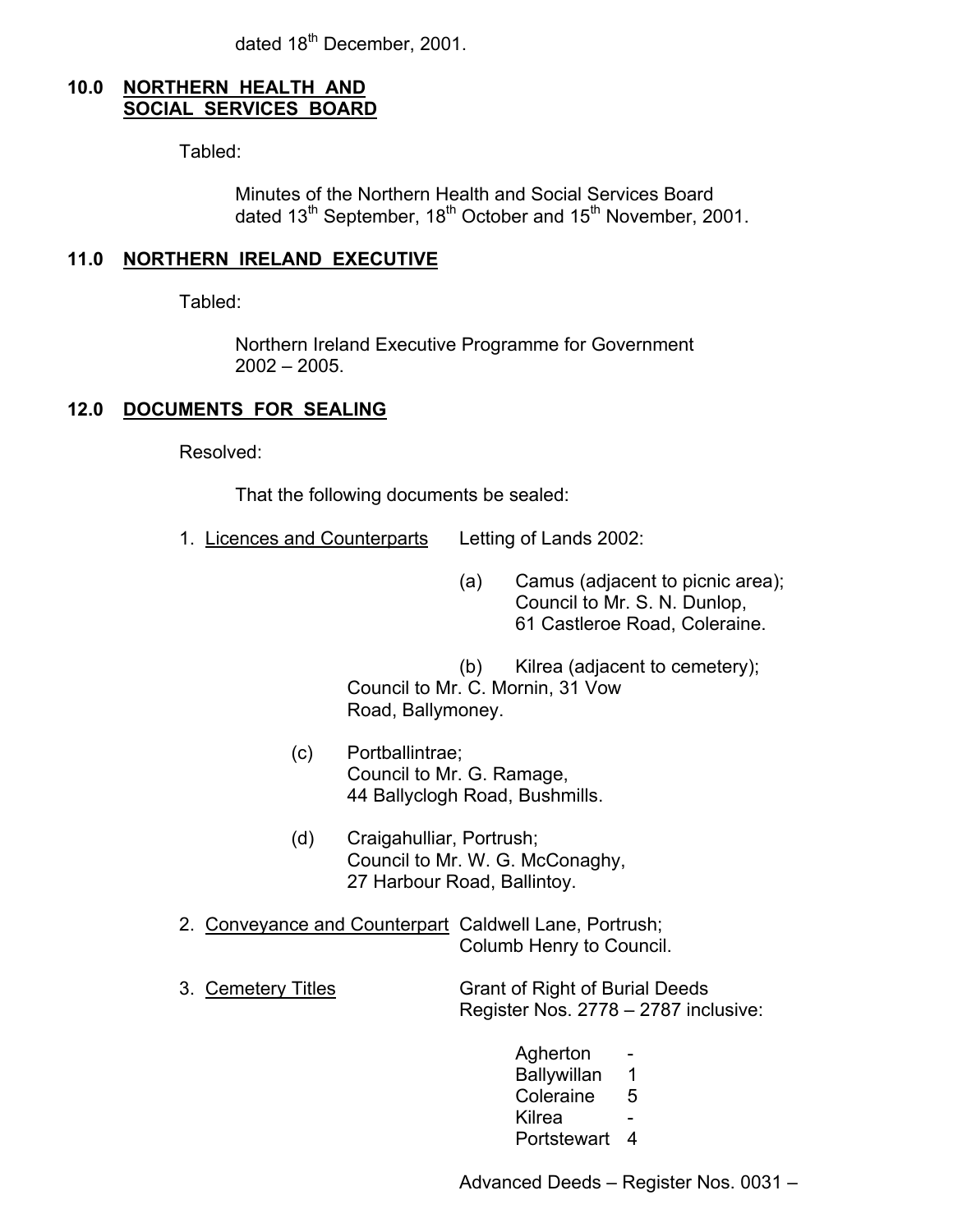dated 18th December, 2001.

## 10.0 NORTHERN HEALTH AND SOCIAL SERVICES BOARD

Tabled:

Minutes of the Northern Health and Social Services Board dated 13th September, 18th October and 15th November, 2001.

## 11.0 NORTHERN IRELAND EXECUTIVE

Tabled:

Northern Ireland Executive Programme for Government 2002 – 2005.

## 12.0 DOCUMENTS FOR SEALING

Resolved:

That the following documents be sealed:

1. Licences and Counterparts — Letting of Lands 2002:

   (a) Camus (adjacent to picnic area); Council to Mr. S. N. Dunlop, 61 Castleroe Road, Coleraine.

   (b) Kilrea (adjacent to cemetery); Council to Mr. C. Mornin, 31 Vow Road, Ballymoney.

   (c) Portballintrae; Council to Mr. G. Ramage, 44 Ballyclogh Road, Bushmills.

   (d) Craigahulliar, Portrush; Council to Mr. W. G. McConaghy, 27 Harbour Road, Ballintoy.

2. Conveyance and Counterpart — Caldwell Lane, Portrush; Columb Henry to Council.

3. Cemetery Titles — Grant of Right of Burial Deeds Register Nos. 2778 – 2787 inclusive:

   | | |
   |---|---|
   | Agherton | - |
   | Ballywillan | 1 |
   | Coleraine | 5 |
   | Kilrea | - |
   | Portstewart | 4 |

   Advanced Deeds – Register Nos. 0031 –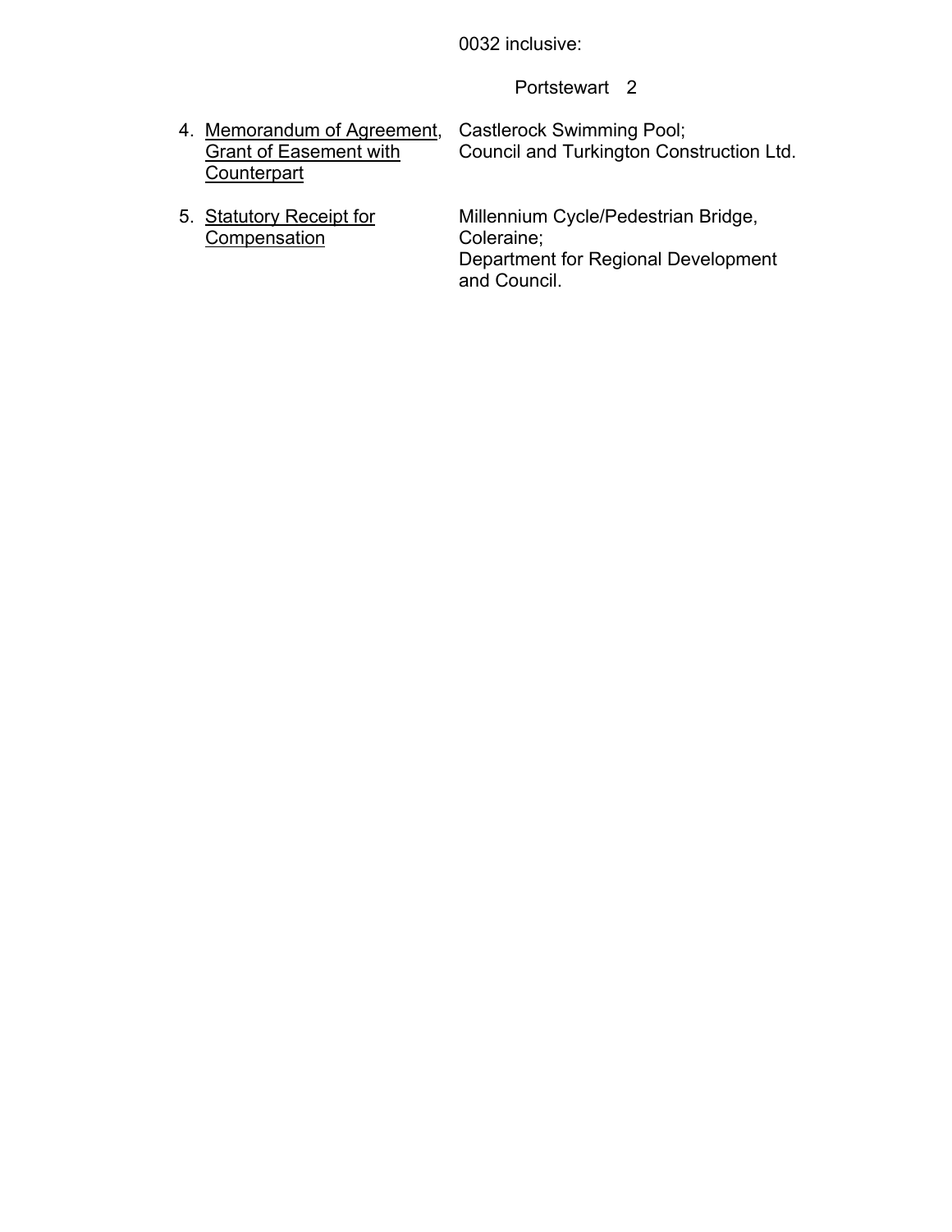0032 inclusive:

Portstewart 2

4. <u>Memorandum of Agreement, Grant of Easement with Counterpart</u> — Castlerock Swimming Pool; Council and Turkington Construction Ltd.

5. <u>Statutory Receipt for Compensation</u> — Millennium Cycle/Pedestrian Bridge, Coleraine; Department for Regional Development and Council.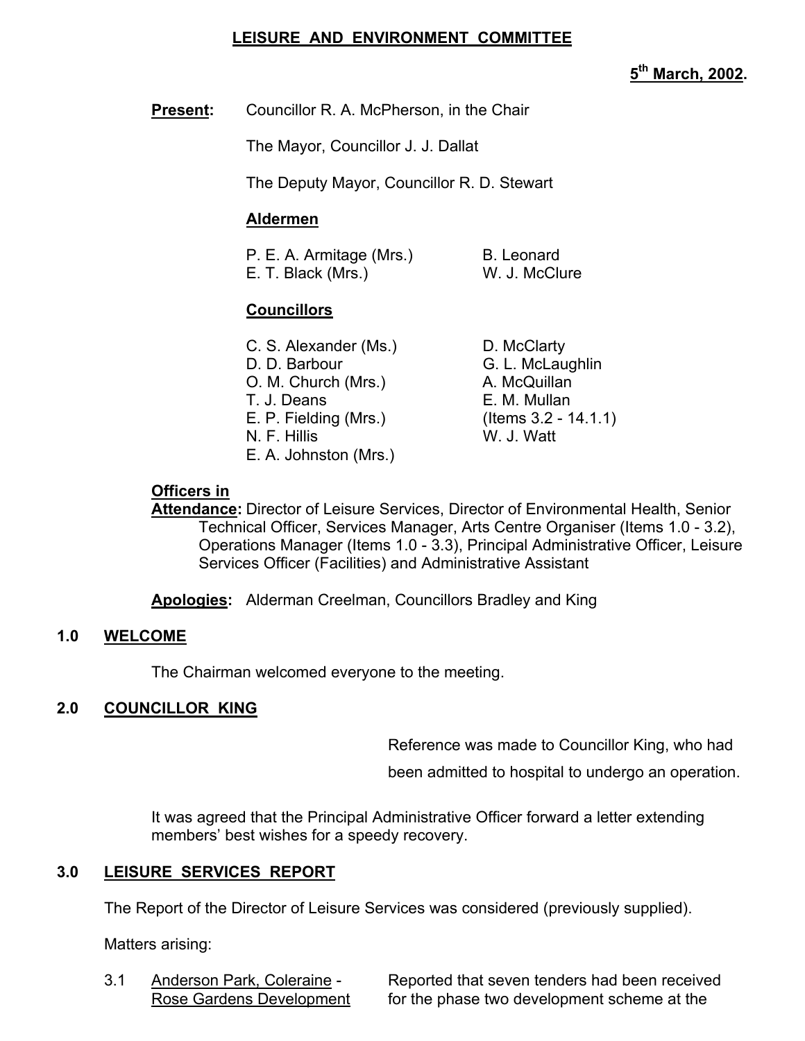# LEISURE AND ENVIRONMENT COMMITTEE

**5th March, 2002.**

**Present:** Councillor R. A. McPherson, in the Chair

The Mayor, Councillor J. J. Dallat

The Deputy Mayor, Councillor R. D. Stewart

**Aldermen**

P. E. A. Armitage (Mrs.)
E. T. Black (Mrs.)
B. Leonard
W. J. McClure

**Councillors**

C. S. Alexander (Ms.)
D. D. Barbour
O. M. Church (Mrs.)
T. J. Deans
E. P. Fielding (Mrs.)
N. F. Hillis
E. A. Johnston (Mrs.)
D. McClarty
G. L. McLaughlin
A. McQuillan
E. M. Mullan (Items 3.2 - 14.1.1)
W. J. Watt

**Officers in Attendance:** Director of Leisure Services, Director of Environmental Health, Senior Technical Officer, Services Manager, Arts Centre Organiser (Items 1.0 - 3.2), Operations Manager (Items 1.0 - 3.3), Principal Administrative Officer, Leisure Services Officer (Facilities) and Administrative Assistant

**Apologies:** Alderman Creelman, Councillors Bradley and King

## 1.0 WELCOME

The Chairman welcomed everyone to the meeting.

## 2.0 COUNCILLOR KING

Reference was made to Councillor King, who had been admitted to hospital to undergo an operation.

It was agreed that the Principal Administrative Officer forward a letter extending members' best wishes for a speedy recovery.

## 3.0 LEISURE SERVICES REPORT

The Report of the Director of Leisure Services was considered (previously supplied).

Matters arising:

3.1 Anderson Park, Coleraine - Rose Gardens Development

Reported that seven tenders had been received for the phase two development scheme at the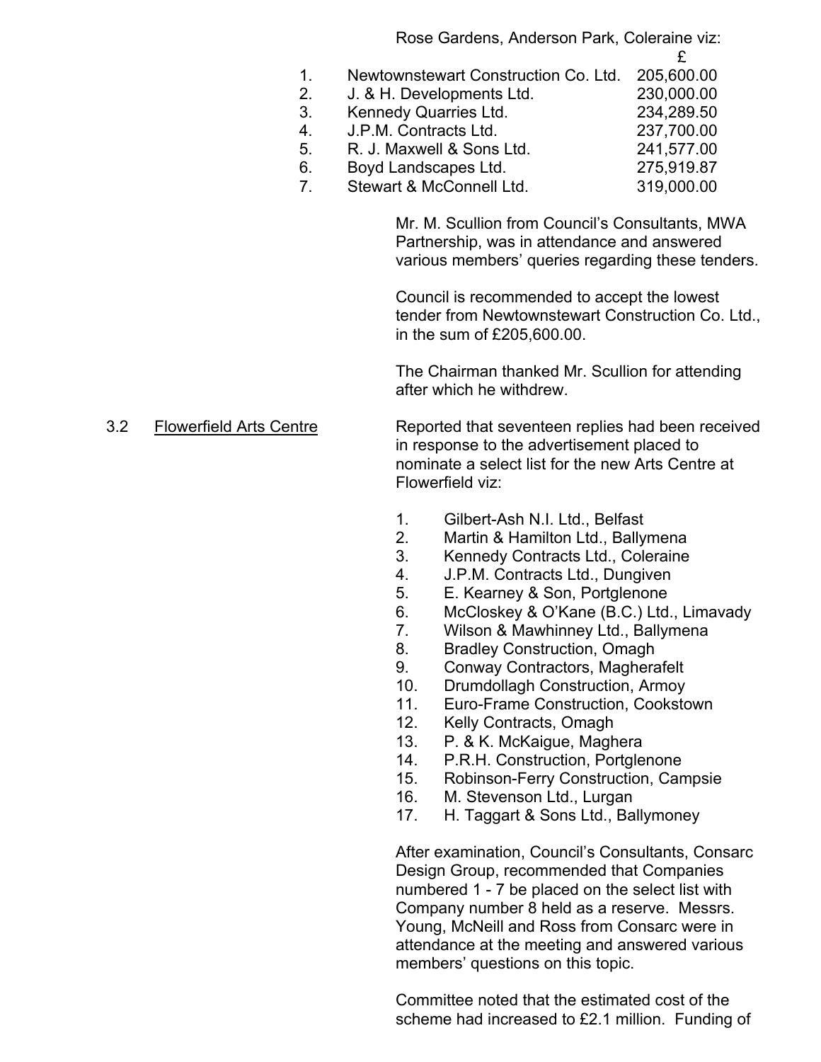Rose Gardens, Anderson Park, Coleraine viz:

| | | £ |
|---|---|---|
| 1. | Newtownstewart Construction Co. Ltd. | 205,600.00 |
| 2. | J. & H. Developments Ltd. | 230,000.00 |
| 3. | Kennedy Quarries Ltd. | 234,289.50 |
| 4. | J.P.M. Contracts Ltd. | 237,700.00 |
| 5. | R. J. Maxwell & Sons Ltd. | 241,577.00 |
| 6. | Boyd Landscapes Ltd. | 275,919.87 |
| 7. | Stewart & McConnell Ltd. | 319,000.00 |

Mr. M. Scullion from Council's Consultants, MWA Partnership, was in attendance and answered various members' queries regarding these tenders.

Council is recommended to accept the lowest tender from Newtownstewart Construction Co. Ltd., in the sum of £205,600.00.

The Chairman thanked Mr. Scullion for attending after which he withdrew.

3.2 Flowerfield Arts Centre

Reported that seventeen replies had been received in response to the advertisement placed to nominate a select list for the new Arts Centre at Flowerfield viz:

1. Gilbert-Ash N.I. Ltd., Belfast
2. Martin & Hamilton Ltd., Ballymena
3. Kennedy Contracts Ltd., Coleraine
4. J.P.M. Contracts Ltd., Dungiven
5. E. Kearney & Son, Portglenone
6. McCloskey & O'Kane (B.C.) Ltd., Limavady
7. Wilson & Mawhinney Ltd., Ballymena
8. Bradley Construction, Omagh
9. Conway Contractors, Magherafelt
10. Drumdollagh Construction, Armoy
11. Euro-Frame Construction, Cookstown
12. Kelly Contracts, Omagh
13. P. & K. McKaigue, Maghera
14. P.R.H. Construction, Portglenone
15. Robinson-Ferry Construction, Campsie
16. M. Stevenson Ltd., Lurgan
17. H. Taggart & Sons Ltd., Ballymoney

After examination, Council's Consultants, Consarc Design Group, recommended that Companies numbered 1 - 7 be placed on the select list with Company number 8 held as a reserve. Messrs. Young, McNeill and Ross from Consarc were in attendance at the meeting and answered various members' questions on this topic.

Committee noted that the estimated cost of the scheme had increased to £2.1 million. Funding of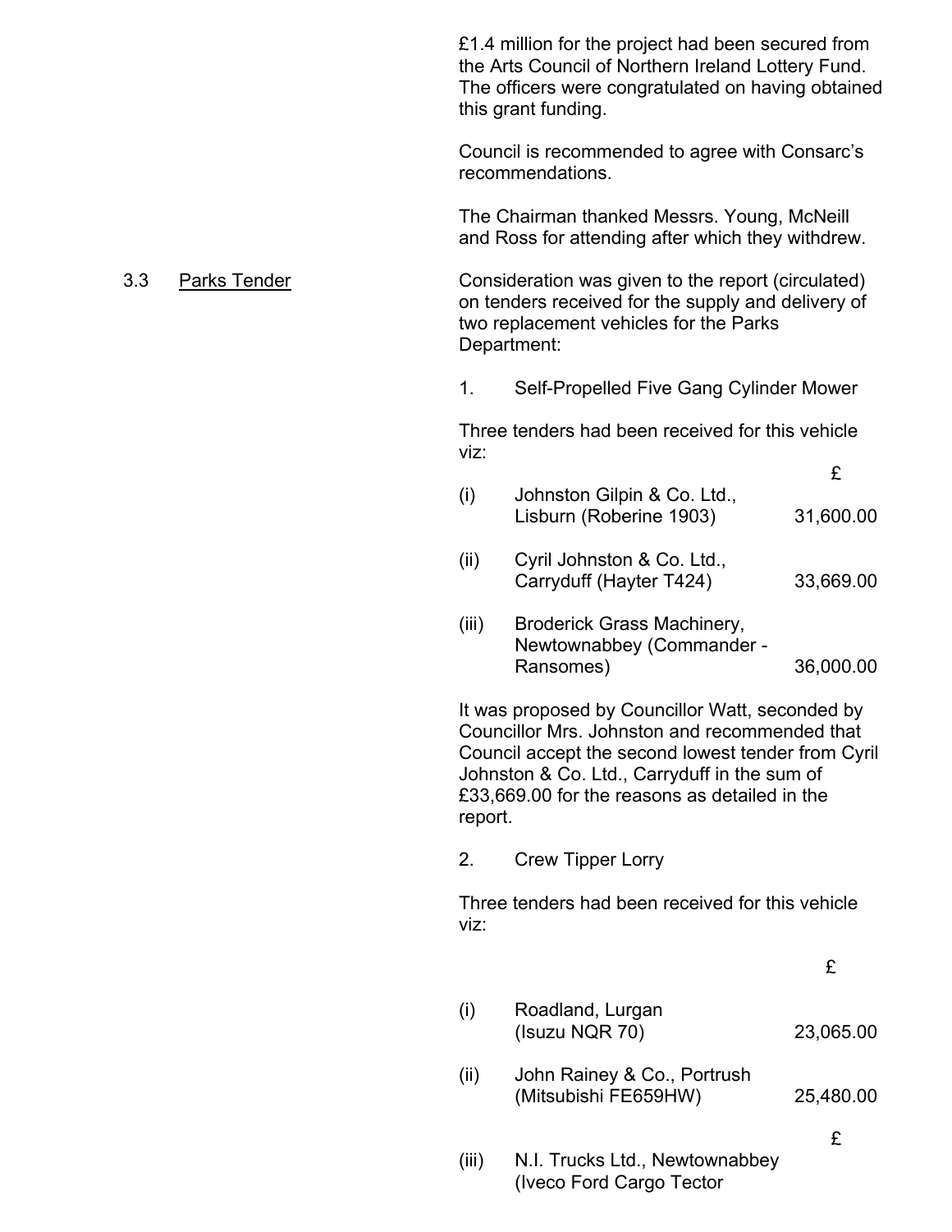£1.4 million for the project had been secured from the Arts Council of Northern Ireland Lottery Fund. The officers were congratulated on having obtained this grant funding.

Council is recommended to agree with Consarc's recommendations.

The Chairman thanked Messrs. Young, McNeill and Ross for attending after which they withdrew.

3.3 Parks Tender

Consideration was given to the report (circulated) on tenders received for the supply and delivery of two replacement vehicles for the Parks Department:

1. Self-Propelled Five Gang Cylinder Mower

Three tenders had been received for this vehicle viz:

| | | £ |
|---|---|---|
| (i) | Johnston Gilpin & Co. Ltd., Lisburn (Roberine 1903) | 31,600.00 |
| (ii) | Cyril Johnston & Co. Ltd., Carryduff (Hayter T424) | 33,669.00 |
| (iii) | Broderick Grass Machinery, Newtownabbey (Commander - Ransomes) | 36,000.00 |

It was proposed by Councillor Watt, seconded by Councillor Mrs. Johnston and recommended that Council accept the second lowest tender from Cyril Johnston & Co. Ltd., Carryduff in the sum of £33,669.00 for the reasons as detailed in the report.

2. Crew Tipper Lorry

Three tenders had been received for this vehicle viz:

| | | £ |
|---|---|---|
| (i) | Roadland, Lurgan (Isuzu NQR 70) | 23,065.00 |
| (ii) | John Rainey & Co., Portrush (Mitsubishi FE659HW) | 25,480.00 |
| | | £ |
| (iii) | N.I. Trucks Ltd., Newtownabbey (Iveco Ford Cargo Tector | |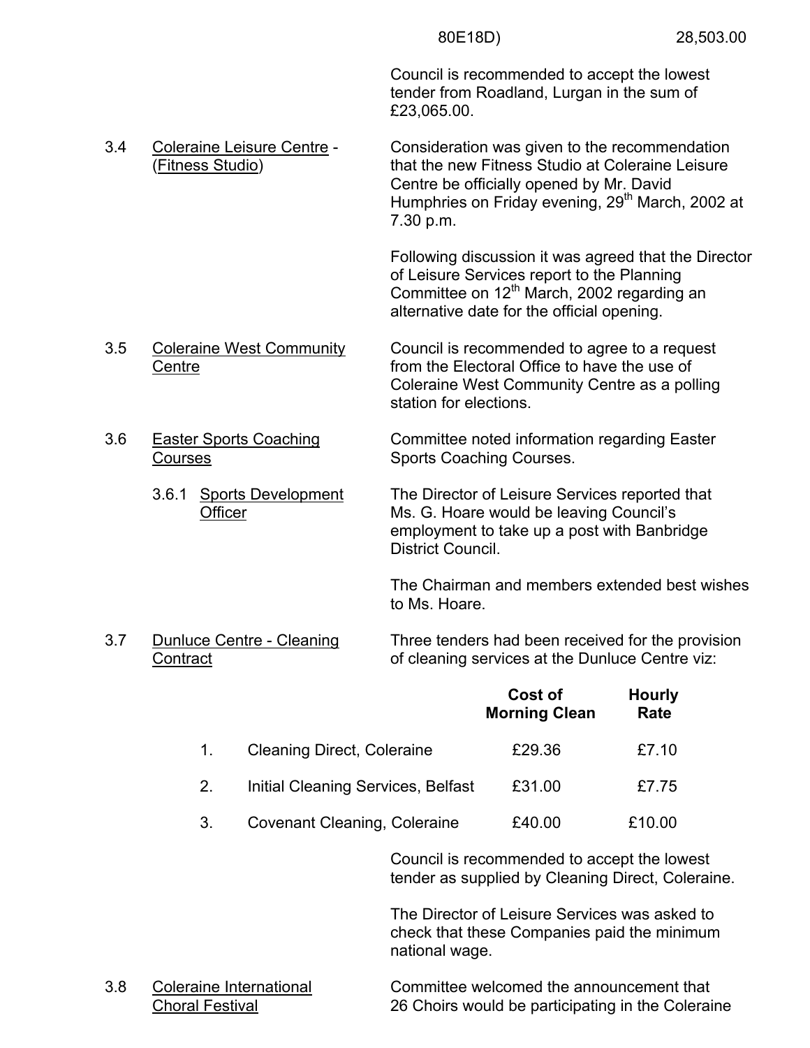80E18D) 28,503.00

Council is recommended to accept the lowest tender from Roadland, Lurgan in the sum of £23,065.00.

3.4 Coleraine Leisure Centre - (Fitness Studio)

Consideration was given to the recommendation that the new Fitness Studio at Coleraine Leisure Centre be officially opened by Mr. David Humphries on Friday evening, 29th March, 2002 at 7.30 p.m.

Following discussion it was agreed that the Director of Leisure Services report to the Planning Committee on 12th March, 2002 regarding an alternative date for the official opening.

3.5 Coleraine West Community Centre

Council is recommended to agree to a request from the Electoral Office to have the use of Coleraine West Community Centre as a polling station for elections.

3.6 Easter Sports Coaching Courses

Committee noted information regarding Easter Sports Coaching Courses.

3.6.1 Sports Development Officer

The Director of Leisure Services reported that Ms. G. Hoare would be leaving Council's employment to take up a post with Banbridge District Council.

The Chairman and members extended best wishes to Ms. Hoare.

3.7 Dunluce Centre - Cleaning Contract

Three tenders had been received for the provision of cleaning services at the Dunluce Centre viz:

| | | Cost of Morning Clean | Hourly Rate |
|---|---|---|---|
| 1. | Cleaning Direct, Coleraine | £29.36 | £7.10 |
| 2. | Initial Cleaning Services, Belfast | £31.00 | £7.75 |
| 3. | Covenant Cleaning, Coleraine | £40.00 | £10.00 |

Council is recommended to accept the lowest tender as supplied by Cleaning Direct, Coleraine.

The Director of Leisure Services was asked to check that these Companies paid the minimum national wage.

3.8 Coleraine International Choral Festival

Committee welcomed the announcement that 26 Choirs would be participating in the Coleraine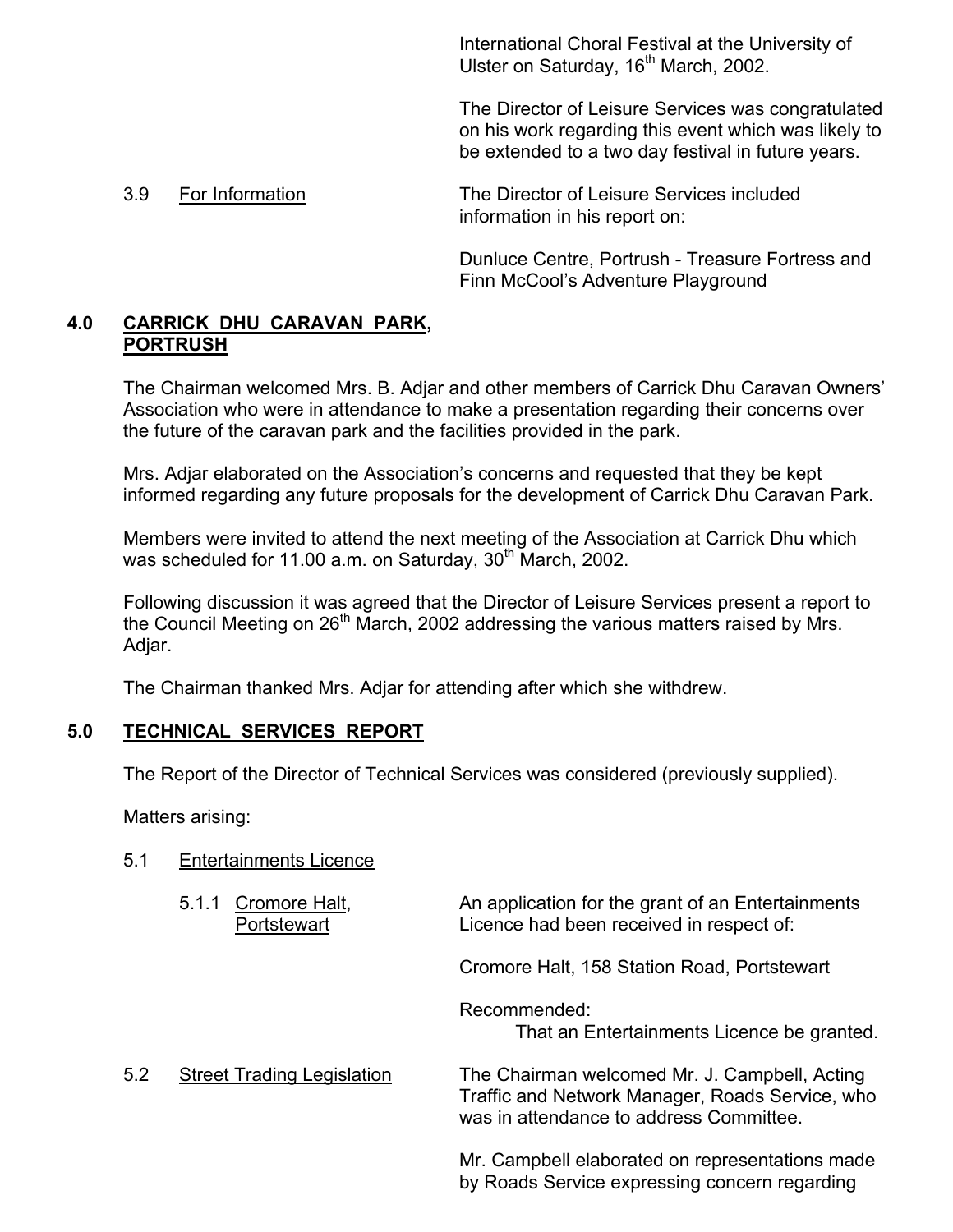International Choral Festival at the University of Ulster on Saturday, 16th March, 2002.

The Director of Leisure Services was congratulated on his work regarding this event which was likely to be extended to a two day festival in future years.

3.9 For Information

The Director of Leisure Services included information in his report on:

Dunluce Centre, Portrush - Treasure Fortress and Finn McCool's Adventure Playground

## 4.0 CARRICK DHU CARAVAN PARK, PORTRUSH

The Chairman welcomed Mrs. B. Adjar and other members of Carrick Dhu Caravan Owners' Association who were in attendance to make a presentation regarding their concerns over the future of the caravan park and the facilities provided in the park.

Mrs. Adjar elaborated on the Association's concerns and requested that they be kept informed regarding any future proposals for the development of Carrick Dhu Caravan Park.

Members were invited to attend the next meeting of the Association at Carrick Dhu which was scheduled for 11.00 a.m. on Saturday, 30th March, 2002.

Following discussion it was agreed that the Director of Leisure Services present a report to the Council Meeting on 26th March, 2002 addressing the various matters raised by Mrs. Adjar.

The Chairman thanked Mrs. Adjar for attending after which she withdrew.

## 5.0 TECHNICAL SERVICES REPORT

The Report of the Director of Technical Services was considered (previously supplied).

Matters arising:

5.1 Entertainments Licence

5.1.1 Cromore Halt, Portstewart

An application for the grant of an Entertainments Licence had been received in respect of:

Cromore Halt, 158 Station Road, Portstewart

Recommended:
That an Entertainments Licence be granted.

5.2 Street Trading Legislation

The Chairman welcomed Mr. J. Campbell, Acting Traffic and Network Manager, Roads Service, who was in attendance to address Committee.

Mr. Campbell elaborated on representations made by Roads Service expressing concern regarding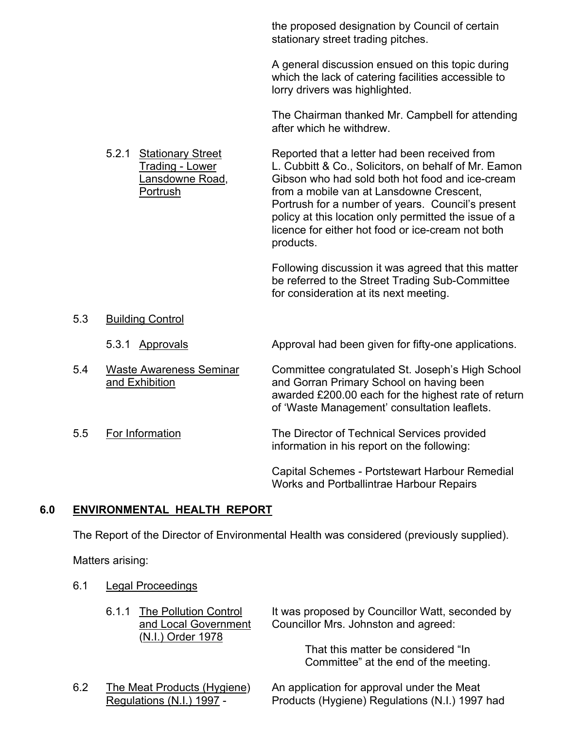the proposed designation by Council of certain stationary street trading pitches.

A general discussion ensued on this topic during which the lack of catering facilities accessible to lorry drivers was highlighted.

The Chairman thanked Mr. Campbell for attending after which he withdrew.

5.2.1 Stationary Street Trading - Lower Lansdowne Road, Portrush

Reported that a letter had been received from L. Cubbitt & Co., Solicitors, on behalf of Mr. Eamon Gibson who had sold both hot food and ice-cream from a mobile van at Lansdowne Crescent, Portrush for a number of years. Council's present policy at this location only permitted the issue of a licence for either hot food or ice-cream not both products.

Following discussion it was agreed that this matter be referred to the Street Trading Sub-Committee for consideration at its next meeting.

5.3 Building Control

5.3.1 Approvals

Approval had been given for fifty-one applications.

5.4 Waste Awareness Seminar and Exhibition

Committee congratulated St. Joseph's High School and Gorran Primary School on having been awarded £200.00 each for the highest rate of return of 'Waste Management' consultation leaflets.

5.5 For Information

The Director of Technical Services provided information in his report on the following:

Capital Schemes - Portstewart Harbour Remedial Works and Portballintrae Harbour Repairs

## 6.0 ENVIRONMENTAL HEALTH REPORT

The Report of the Director of Environmental Health was considered (previously supplied).

Matters arising:

6.1 Legal Proceedings

6.1.1 The Pollution Control and Local Government (N.I.) Order 1978

It was proposed by Councillor Watt, seconded by Councillor Mrs. Johnston and agreed:

> That this matter be considered "In Committee" at the end of the meeting.

6.2 The Meat Products (Hygiene) Regulations (N.I.) 1997 -

An application for approval under the Meat Products (Hygiene) Regulations (N.I.) 1997 had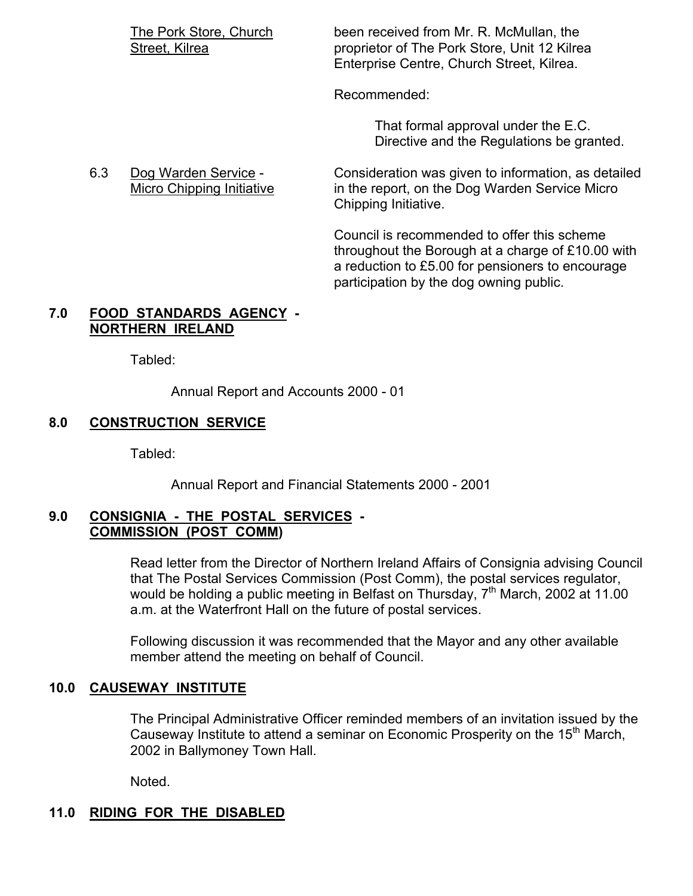The Pork Store, Church Street, Kilrea

been received from Mr. R. McMullan, the proprietor of The Pork Store, Unit 12 Kilrea Enterprise Centre, Church Street, Kilrea.

Recommended:

> That formal approval under the E.C. Directive and the Regulations be granted.

6.3 Dog Warden Service - Micro Chipping Initiative

Consideration was given to information, as detailed in the report, on the Dog Warden Service Micro Chipping Initiative.

Council is recommended to offer this scheme throughout the Borough at a charge of £10.00 with a reduction to £5.00 for pensioners to encourage participation by the dog owning public.

## 7.0 FOOD STANDARDS AGENCY - NORTHERN IRELAND

Tabled:

> Annual Report and Accounts 2000 - 01

## 8.0 CONSTRUCTION SERVICE

Tabled:

> Annual Report and Financial Statements 2000 - 2001

## 9.0 CONSIGNIA - THE POSTAL SERVICES - COMMISSION (POST COMM)

Read letter from the Director of Northern Ireland Affairs of Consignia advising Council that The Postal Services Commission (Post Comm), the postal services regulator, would be holding a public meeting in Belfast on Thursday, 7th March, 2002 at 11.00 a.m. at the Waterfront Hall on the future of postal services.

Following discussion it was recommended that the Mayor and any other available member attend the meeting on behalf of Council.

## 10.0 CAUSEWAY INSTITUTE

The Principal Administrative Officer reminded members of an invitation issued by the Causeway Institute to attend a seminar on Economic Prosperity on the 15th March, 2002 in Ballymoney Town Hall.

Noted.

## 11.0 RIDING FOR THE DISABLED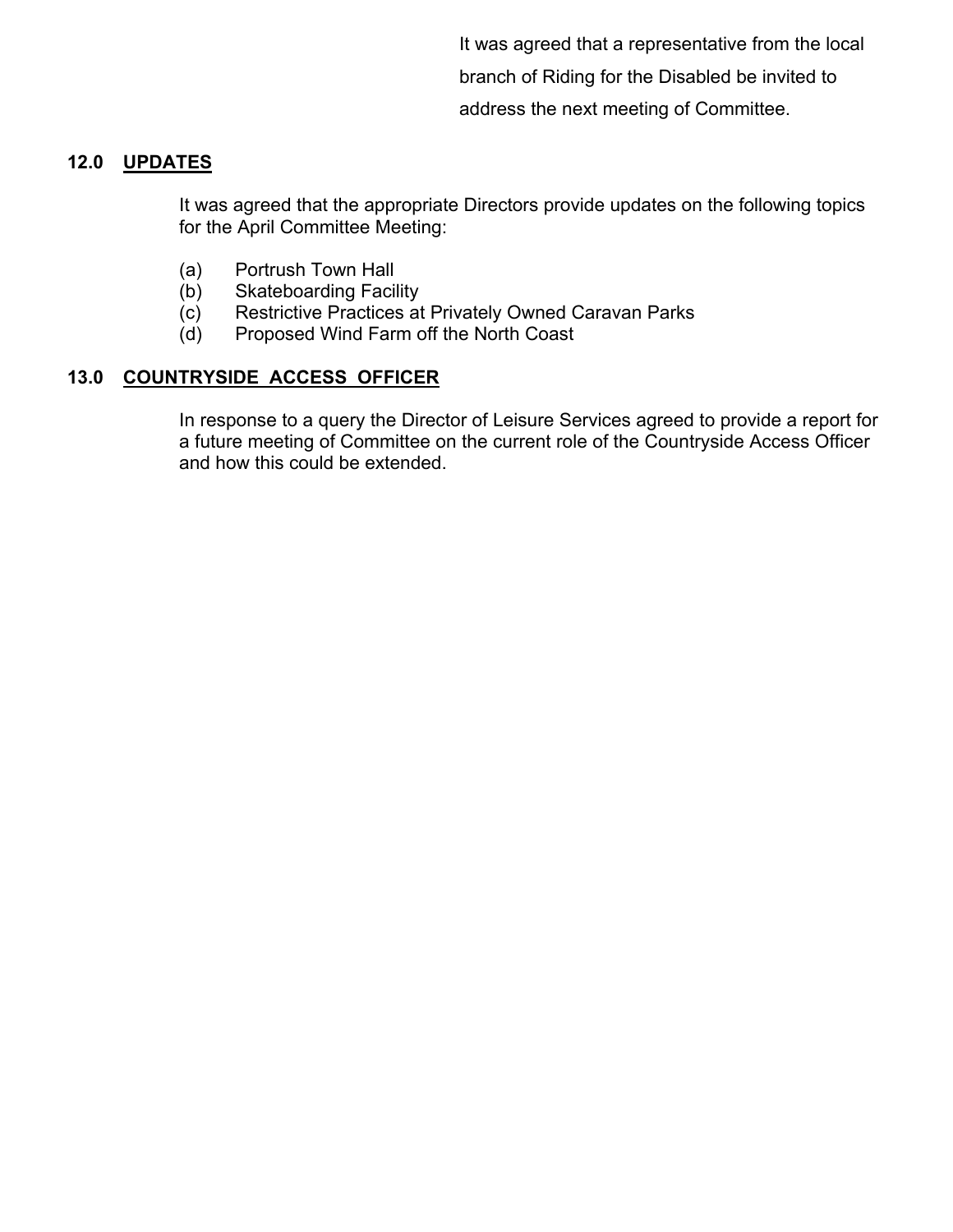It was agreed that a representative from the local branch of Riding for the Disabled be invited to address the next meeting of Committee.

## 12.0 UPDATES

It was agreed that the appropriate Directors provide updates on the following topics for the April Committee Meeting:

(a) Portrush Town Hall
(b) Skateboarding Facility
(c) Restrictive Practices at Privately Owned Caravan Parks
(d) Proposed Wind Farm off the North Coast

## 13.0 COUNTRYSIDE ACCESS OFFICER

In response to a query the Director of Leisure Services agreed to provide a report for a future meeting of Committee on the current role of the Countryside Access Officer and how this could be extended.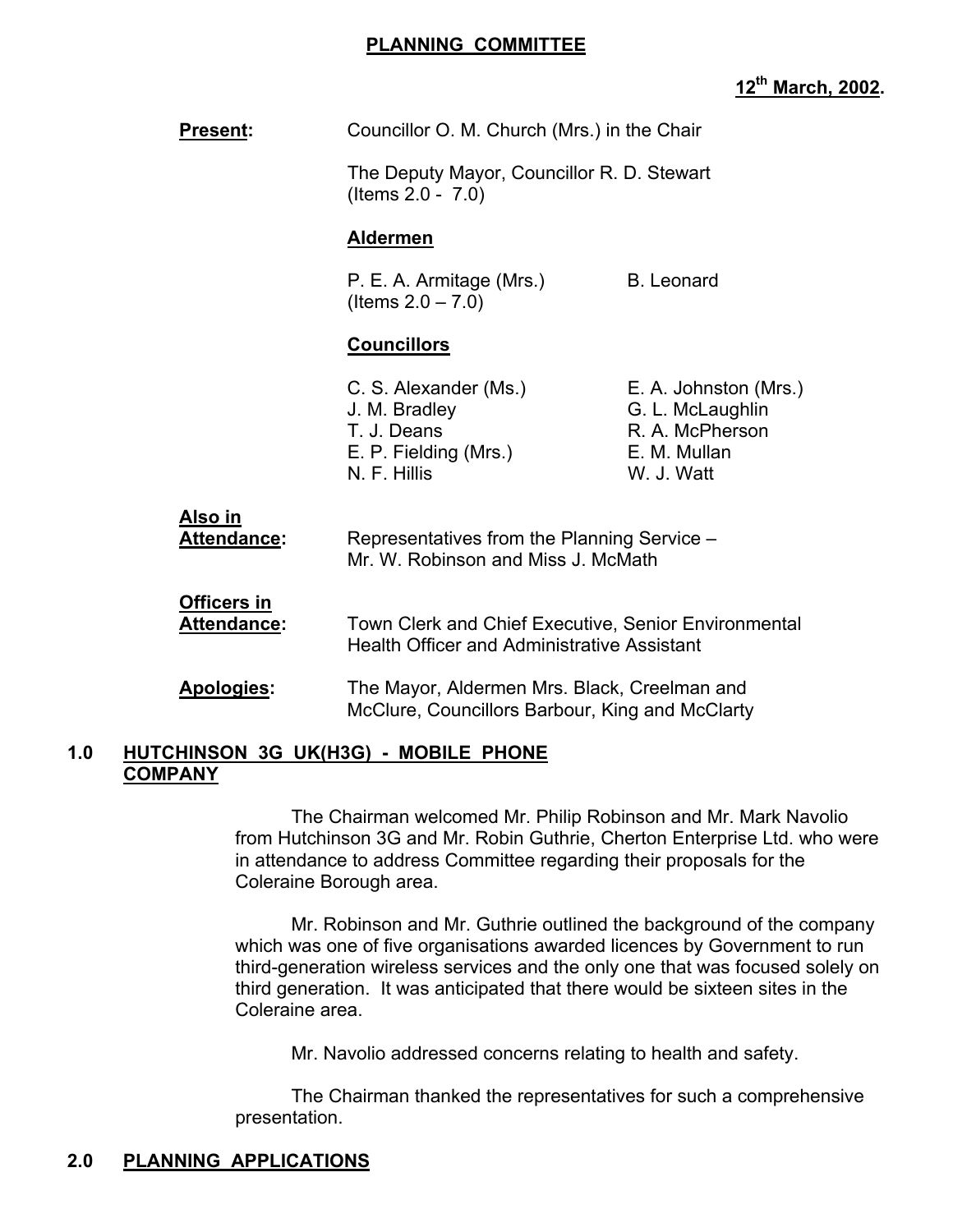# PLANNING COMMITTEE

**12th March, 2002.**

**Present:** Councillor O. M. Church (Mrs.) in the Chair

The Deputy Mayor, Councillor R. D. Stewart (Items 2.0 - 7.0)

**Aldermen**

| | |
|---|---|
| P. E. A. Armitage (Mrs.) (Items 2.0 – 7.0) | B. Leonard |

**Councillors**

| | |
|---|---|
| C. S. Alexander (Ms.) | E. A. Johnston (Mrs.) |
| J. M. Bradley | G. L. McLaughlin |
| T. J. Deans | R. A. McPherson |
| E. P. Fielding (Mrs.) | E. M. Mullan |
| N. F. Hillis | W. J. Watt |

**Also in Attendance:** Representatives from the Planning Service – Mr. W. Robinson and Miss J. McMath

**Officers in Attendance:** Town Clerk and Chief Executive, Senior Environmental Health Officer and Administrative Assistant

**Apologies:** The Mayor, Aldermen Mrs. Black, Creelman and McClure, Councillors Barbour, King and McClarty

## 1.0 HUTCHINSON 3G UK(H3G) - MOBILE PHONE COMPANY

The Chairman welcomed Mr. Philip Robinson and Mr. Mark Navolio from Hutchinson 3G and Mr. Robin Guthrie, Cherton Enterprise Ltd. who were in attendance to address Committee regarding their proposals for the Coleraine Borough area.

Mr. Robinson and Mr. Guthrie outlined the background of the company which was one of five organisations awarded licences by Government to run third-generation wireless services and the only one that was focused solely on third generation. It was anticipated that there would be sixteen sites in the Coleraine area.

Mr. Navolio addressed concerns relating to health and safety.

The Chairman thanked the representatives for such a comprehensive presentation.

## 2.0 PLANNING APPLICATIONS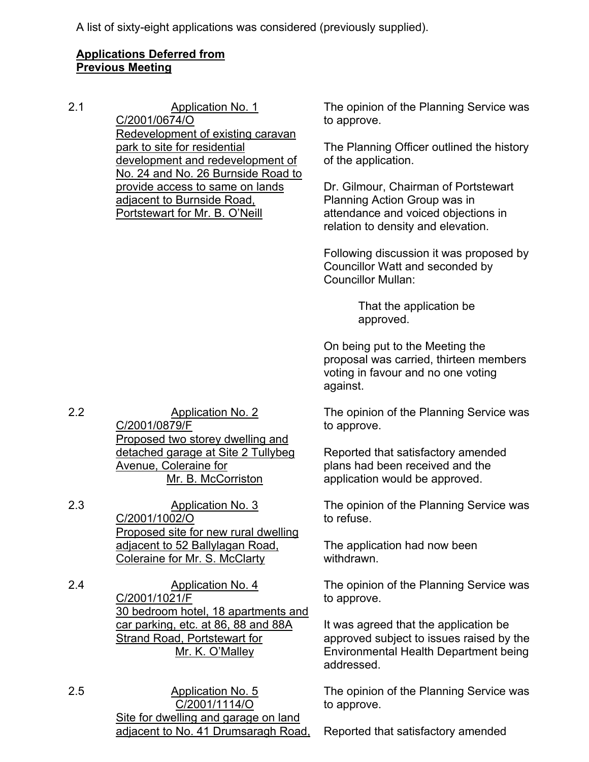A list of sixty-eight applications was considered (previously supplied).

**Applications Deferred from Previous Meeting**

2.1 Application No. 1
C/2001/0674/O
Redevelopment of existing caravan park to site for residential development and redevelopment of No. 24 and No. 26 Burnside Road to provide access to same on lands adjacent to Burnside Road, Portstewart for Mr. B. O'Neill

The opinion of the Planning Service was to approve.

The Planning Officer outlined the history of the application.

Dr. Gilmour, Chairman of Portstewart Planning Action Group was in attendance and voiced objections in relation to density and elevation.

Following discussion it was proposed by Councillor Watt and seconded by Councillor Mullan:

> That the application be approved.

On being put to the Meeting the proposal was carried, thirteen members voting in favour and no one voting against.

2.2 Application No. 2
C/2001/0879/F
Proposed two storey dwelling and detached garage at Site 2 Tullybeg Avenue, Coleraine for Mr. B. McCorriston

The opinion of the Planning Service was to approve.

Reported that satisfactory amended plans had been received and the application would be approved.

2.3 Application No. 3
C/2001/1002/O
Proposed site for new rural dwelling adjacent to 52 Ballylagan Road, Coleraine for Mr. S. McClarty

The opinion of the Planning Service was to refuse.

The application had now been withdrawn.

2.4 Application No. 4
C/2001/1021/F
30 bedroom hotel, 18 apartments and car parking, etc. at 86, 88 and 88A Strand Road, Portstewart for Mr. K. O'Malley

The opinion of the Planning Service was to approve.

It was agreed that the application be approved subject to issues raised by the Environmental Health Department being addressed.

2.5 Application No. 5
C/2001/1114/O
Site for dwelling and garage on land adjacent to No. 41 Drumsaragh Road,

The opinion of the Planning Service was to approve.

Reported that satisfactory amended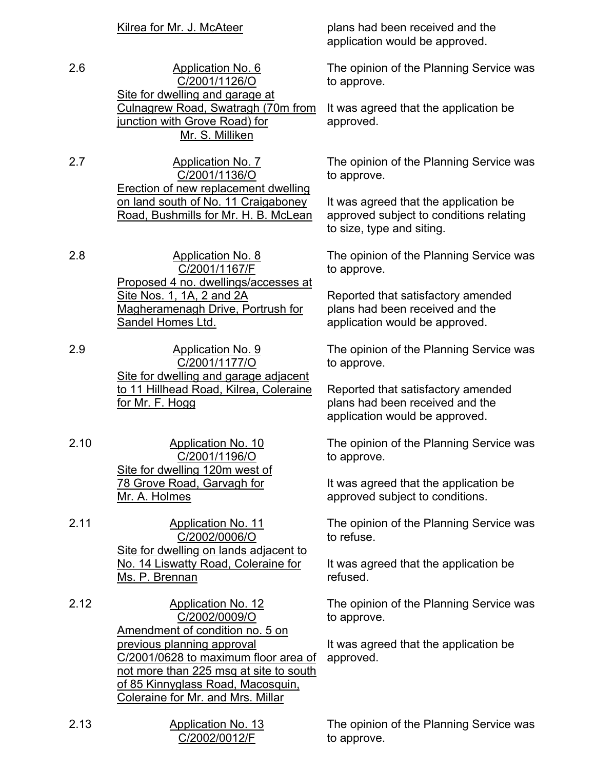| | | |
|---|---|---|
| | Kilrea for Mr. J. McAteer | plans had been received and the application would be approved. |
| 2.6 | Application No. 6<br>C/2001/1126/O<br>Site for dwelling and garage at Culnagrew Road, Swatragh (70m from junction with Grove Road) for Mr. S. Milliken | The opinion of the Planning Service was to approve.<br><br>It was agreed that the application be approved. |
| 2.7 | Application No. 7<br>C/2001/1136/O<br>Erection of new replacement dwelling on land south of No. 11 Craigaboney Road, Bushmills for Mr. H. B. McLean | The opinion of the Planning Service was to approve.<br><br>It was agreed that the application be approved subject to conditions relating to size, type and siting. |
| 2.8 | Application No. 8<br>C/2001/1167/F<br>Proposed 4 no. dwellings/accesses at Site Nos. 1, 1A, 2 and 2A Magheramenagh Drive, Portrush for Sandel Homes Ltd. | The opinion of the Planning Service was to approve.<br><br>Reported that satisfactory amended plans had been received and the application would be approved. |
| 2.9 | Application No. 9<br>C/2001/1177/O<br>Site for dwelling and garage adjacent to 11 Hillhead Road, Kilrea, Coleraine for Mr. F. Hogg | The opinion of the Planning Service was to approve.<br><br>Reported that satisfactory amended plans had been received and the application would be approved. |
| 2.10 | Application No. 10<br>C/2001/1196/O<br>Site for dwelling 120m west of 78 Grove Road, Garvagh for Mr. A. Holmes | The opinion of the Planning Service was to approve.<br><br>It was agreed that the application be approved subject to conditions. |
| 2.11 | Application No. 11<br>C/2002/0006/O<br>Site for dwelling on lands adjacent to No. 14 Liswatty Road, Coleraine for Ms. P. Brennan | The opinion of the Planning Service was to refuse.<br><br>It was agreed that the application be refused. |
| 2.12 | Application No. 12<br>C/2002/0009/O<br>Amendment of condition no. 5 on previous planning approval C/2001/0628 to maximum floor area of not more than 225 msq at site to south of 85 Kinnyglass Road, Macosquin, Coleraine for Mr. and Mrs. Millar | The opinion of the Planning Service was to approve.<br><br>It was agreed that the application be approved. |
| 2.13 | Application No. 13<br>C/2002/0012/F | The opinion of the Planning Service was to approve. |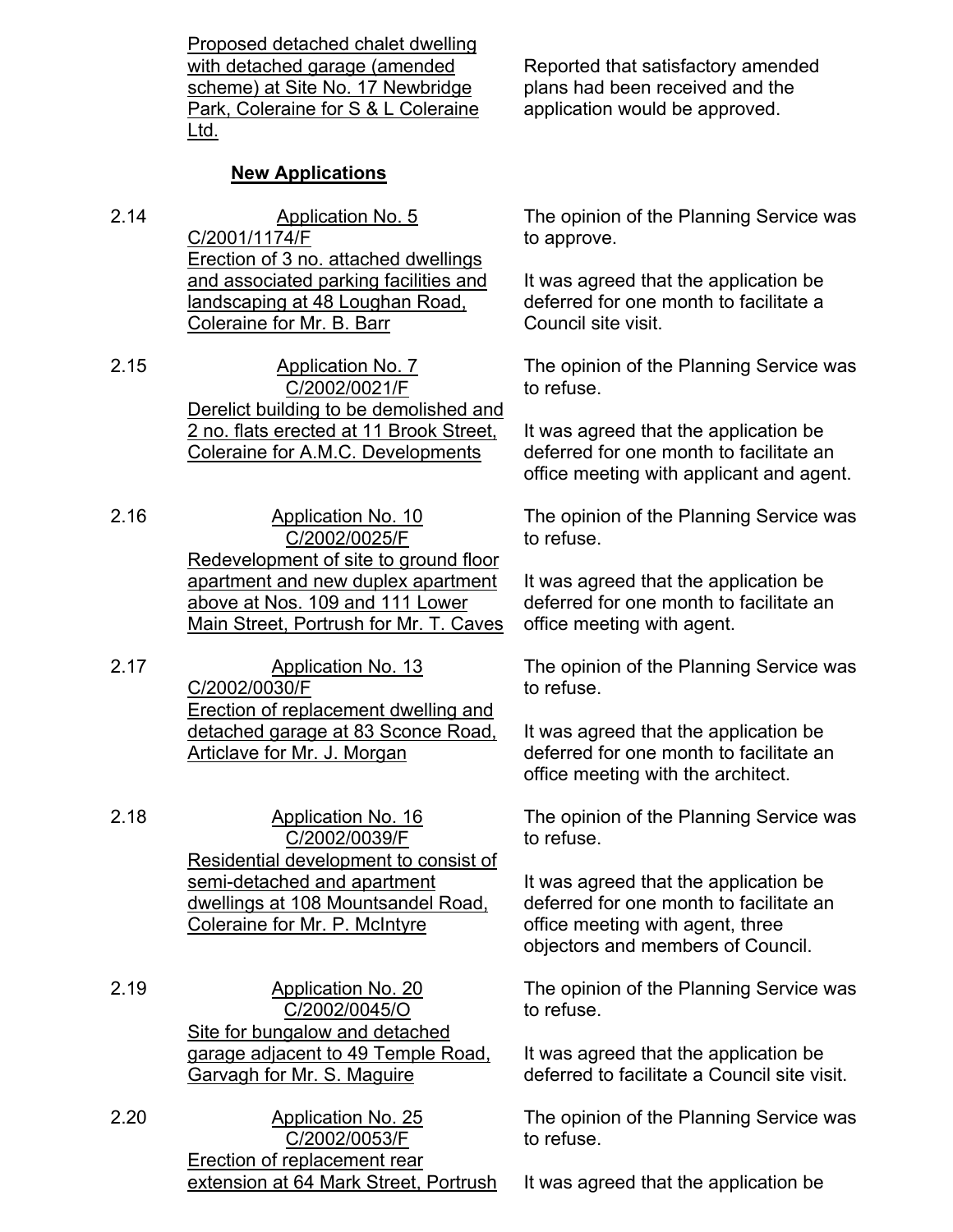| | | |
|---|---|---|
| | Proposed detached chalet dwelling with detached garage (amended scheme) at Site No. 17 Newbridge Park, Coleraine for S & L Coleraine Ltd. | Reported that satisfactory amended plans had been received and the application would be approved. |

**New Applications**

| | | |
|---|---|---|
| 2.14 | Application No. 5<br>C/2001/1174/F<br>Erection of 3 no. attached dwellings and associated parking facilities and landscaping at 48 Loughan Road, Coleraine for Mr. B. Barr | The opinion of the Planning Service was to approve.<br><br>It was agreed that the application be deferred for one month to facilitate a Council site visit. |
| 2.15 | Application No. 7<br>C/2002/0021/F<br>Derelict building to be demolished and 2 no. flats erected at 11 Brook Street, Coleraine for A.M.C. Developments | The opinion of the Planning Service was to refuse.<br><br>It was agreed that the application be deferred for one month to facilitate an office meeting with applicant and agent. |
| 2.16 | Application No. 10<br>C/2002/0025/F<br>Redevelopment of site to ground floor apartment and new duplex apartment above at Nos. 109 and 111 Lower Main Street, Portrush for Mr. T. Caves | The opinion of the Planning Service was to refuse.<br><br>It was agreed that the application be deferred for one month to facilitate an office meeting with agent. |
| 2.17 | Application No. 13<br>C/2002/0030/F<br>Erection of replacement dwelling and detached garage at 83 Sconce Road, Articlave for Mr. J. Morgan | The opinion of the Planning Service was to refuse.<br><br>It was agreed that the application be deferred for one month to facilitate an office meeting with the architect. |
| 2.18 | Application No. 16<br>C/2002/0039/F<br>Residential development to consist of semi-detached and apartment dwellings at 108 Mountsandel Road, Coleraine for Mr. P. McIntyre | The opinion of the Planning Service was to refuse.<br><br>It was agreed that the application be deferred for one month to facilitate an office meeting with agent, three objectors and members of Council. |
| 2.19 | Application No. 20<br>C/2002/0045/O<br>Site for bungalow and detached garage adjacent to 49 Temple Road, Garvagh for Mr. S. Maguire | The opinion of the Planning Service was to refuse.<br><br>It was agreed that the application be deferred to facilitate a Council site visit. |
| 2.20 | Application No. 25<br>C/2002/0053/F<br>Erection of replacement rear extension at 64 Mark Street, Portrush | The opinion of the Planning Service was to refuse.<br><br>It was agreed that the application be |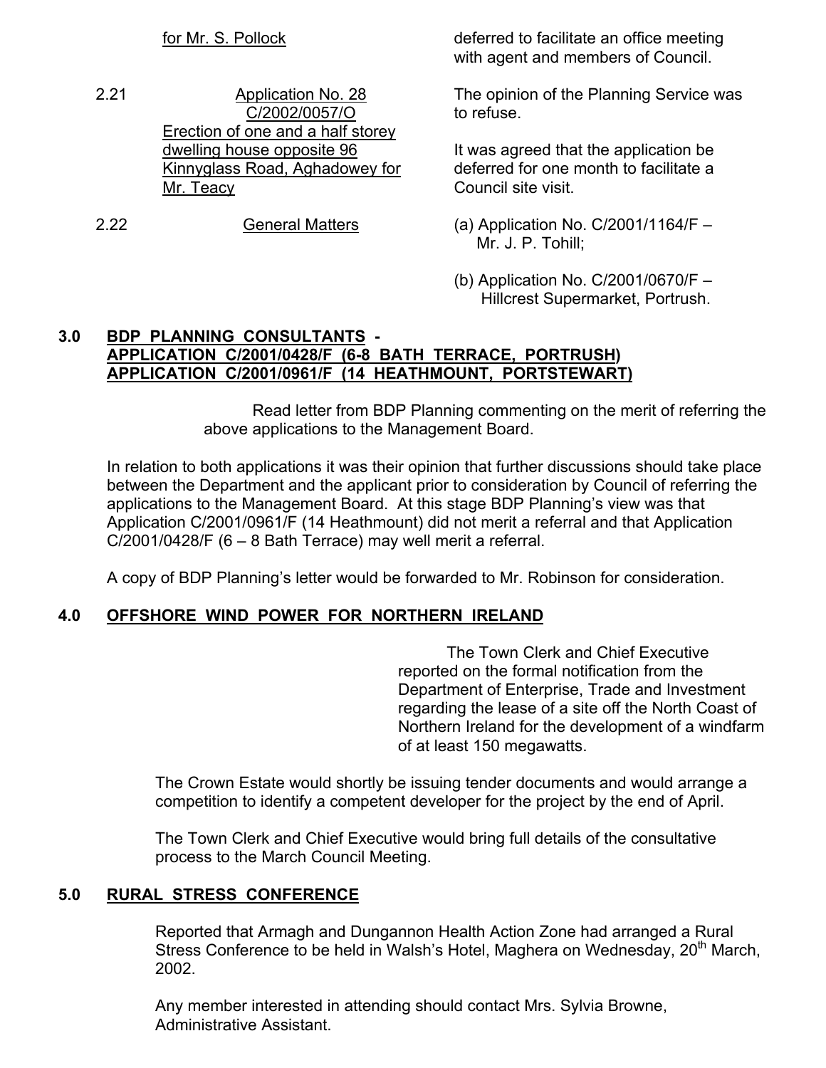| | | |
|---|---|---|
| | for Mr. S. Pollock | deferred to facilitate an office meeting with agent and members of Council. |
| 2.21 | Application No. 28 C/2002/0057/O Erection of one and a half storey dwelling house opposite 96 Kinnyglass Road, Aghadowey for Mr. Teacy | The opinion of the Planning Service was to refuse.<br><br>It was agreed that the application be deferred for one month to facilitate a Council site visit. |
| 2.22 | General Matters | (a) Application No. C/2001/1164/F – Mr. J. P. Tohill;<br><br>(b) Application No. C/2001/0670/F – Hillcrest Supermarket, Portrush. |

## 3.0 BDP PLANNING CONSULTANTS - APPLICATION C/2001/0428/F (6-8 BATH TERRACE, PORTRUSH) APPLICATION C/2001/0961/F (14 HEATHMOUNT, PORTSTEWART)

Read letter from BDP Planning commenting on the merit of referring the above applications to the Management Board.

In relation to both applications it was their opinion that further discussions should take place between the Department and the applicant prior to consideration by Council of referring the applications to the Management Board. At this stage BDP Planning's view was that Application C/2001/0961/F (14 Heathmount) did not merit a referral and that Application C/2001/0428/F (6 – 8 Bath Terrace) may well merit a referral.

A copy of BDP Planning's letter would be forwarded to Mr. Robinson for consideration.

## 4.0 OFFSHORE WIND POWER FOR NORTHERN IRELAND

The Town Clerk and Chief Executive reported on the formal notification from the Department of Enterprise, Trade and Investment regarding the lease of a site off the North Coast of Northern Ireland for the development of a windfarm of at least 150 megawatts.

The Crown Estate would shortly be issuing tender documents and would arrange a competition to identify a competent developer for the project by the end of April.

The Town Clerk and Chief Executive would bring full details of the consultative process to the March Council Meeting.

## 5.0 RURAL STRESS CONFERENCE

Reported that Armagh and Dungannon Health Action Zone had arranged a Rural Stress Conference to be held in Walsh's Hotel, Maghera on Wednesday, 20th March, 2002.

Any member interested in attending should contact Mrs. Sylvia Browne, Administrative Assistant.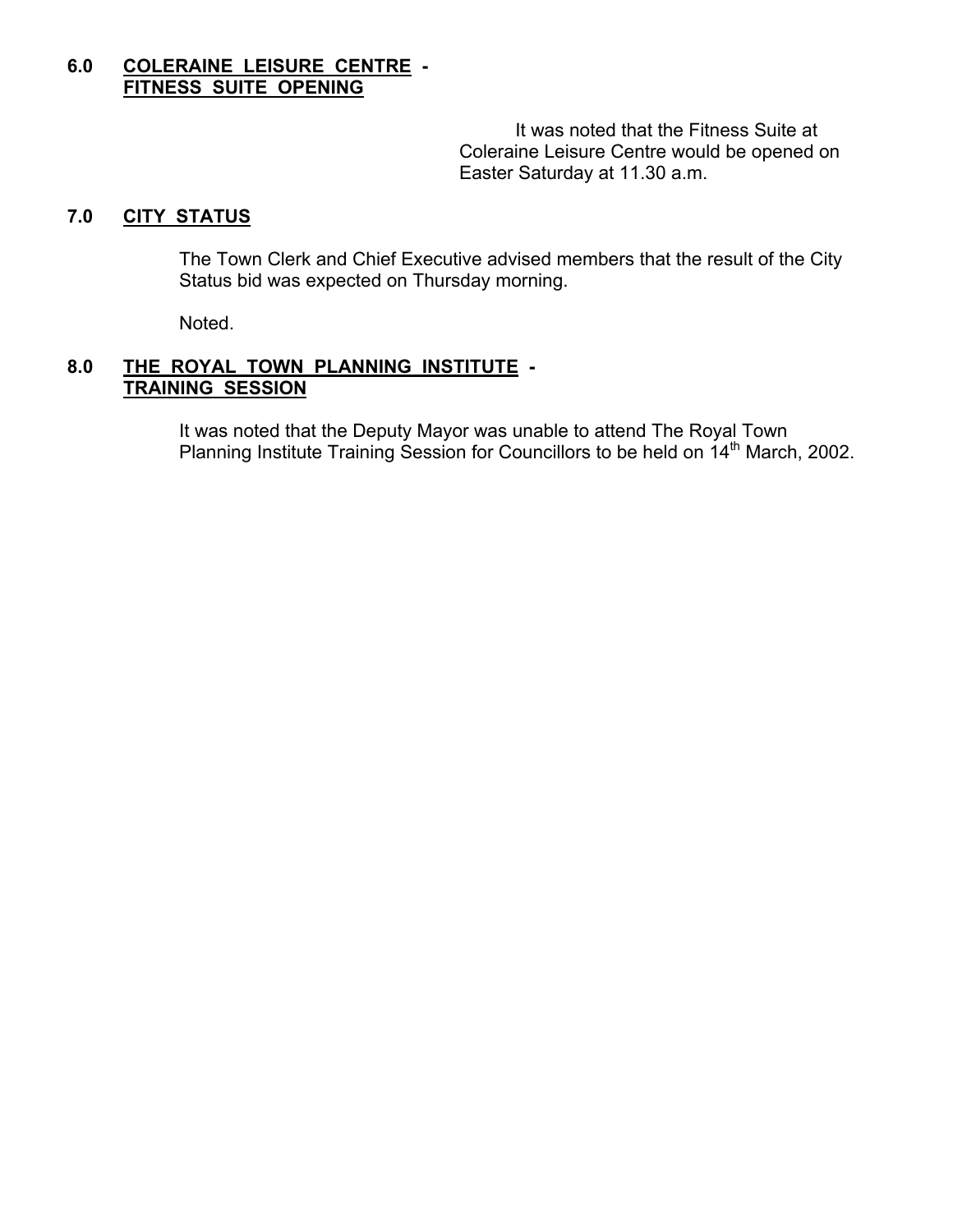**6.0 COLERAINE LEISURE CENTRE - FITNESS SUITE OPENING**

It was noted that the Fitness Suite at Coleraine Leisure Centre would be opened on Easter Saturday at 11.30 a.m.

**7.0 CITY STATUS**

The Town Clerk and Chief Executive advised members that the result of the City Status bid was expected on Thursday morning.

Noted.

**8.0 THE ROYAL TOWN PLANNING INSTITUTE - TRAINING SESSION**

It was noted that the Deputy Mayor was unable to attend The Royal Town Planning Institute Training Session for Councillors to be held on 14th March, 2002.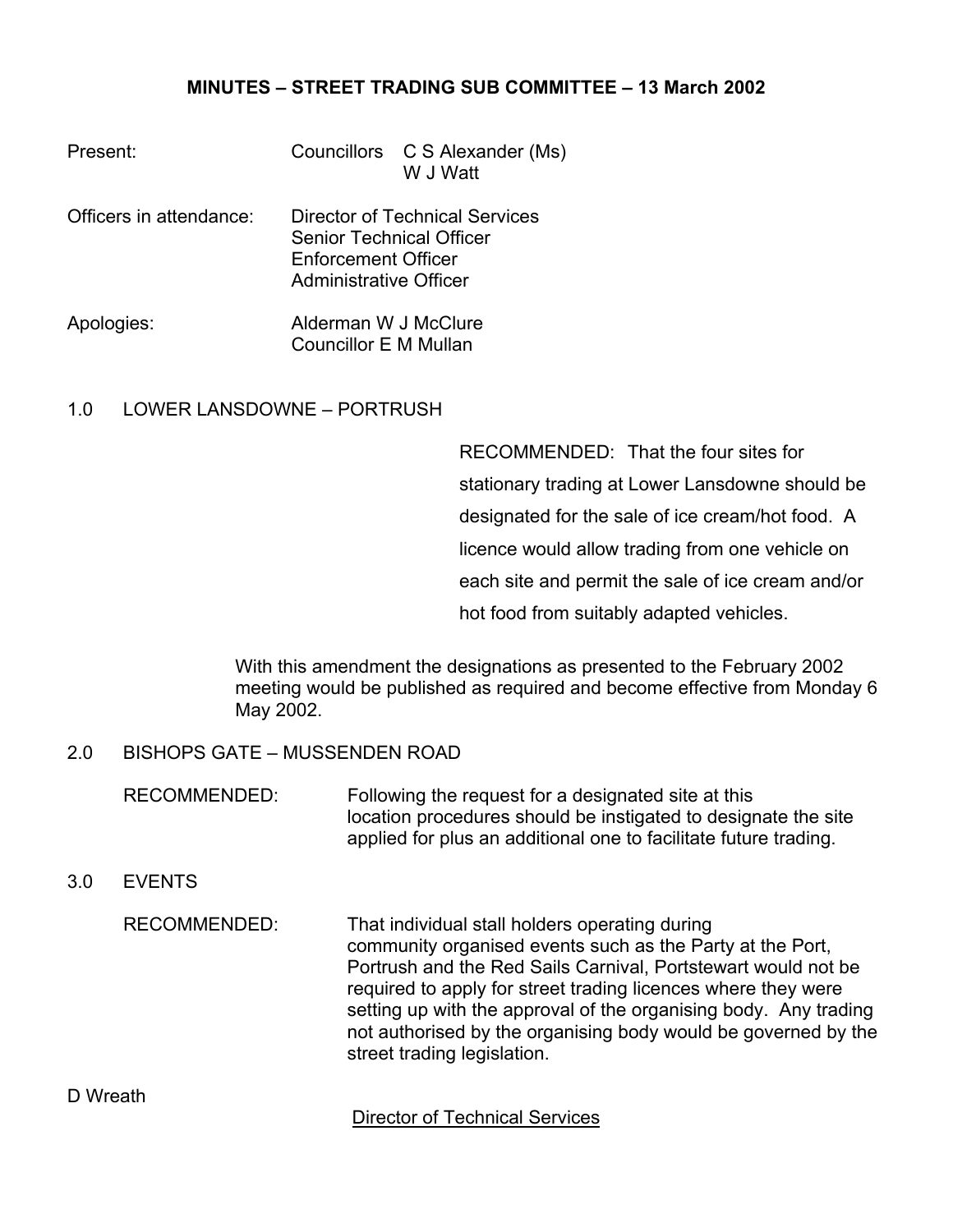**MINUTES – STREET TRADING SUB COMMITTEE – 13 March 2002**

Present: Councillors C S Alexander (Ms)
W J Watt

Officers in attendance: Director of Technical Services
Senior Technical Officer
Enforcement Officer
Administrative Officer

Apologies: Alderman W J McClure
Councillor E M Mullan

1.0 LOWER LANSDOWNE – PORTRUSH

RECOMMENDED: That the four sites for stationary trading at Lower Lansdowne should be designated for the sale of ice cream/hot food. A licence would allow trading from one vehicle on each site and permit the sale of ice cream and/or hot food from suitably adapted vehicles.

With this amendment the designations as presented to the February 2002 meeting would be published as required and become effective from Monday 6 May 2002.

2.0 BISHOPS GATE – MUSSENDEN ROAD

RECOMMENDED: Following the request for a designated site at this location procedures should be instigated to designate the site applied for plus an additional one to facilitate future trading.

3.0 EVENTS

RECOMMENDED: That individual stall holders operating during community organised events such as the Party at the Port, Portrush and the Red Sails Carnival, Portstewart would not be required to apply for street trading licences where they were setting up with the approval of the organising body. Any trading not authorised by the organising body would be governed by the street trading legislation.

D Wreath

Director of Technical Services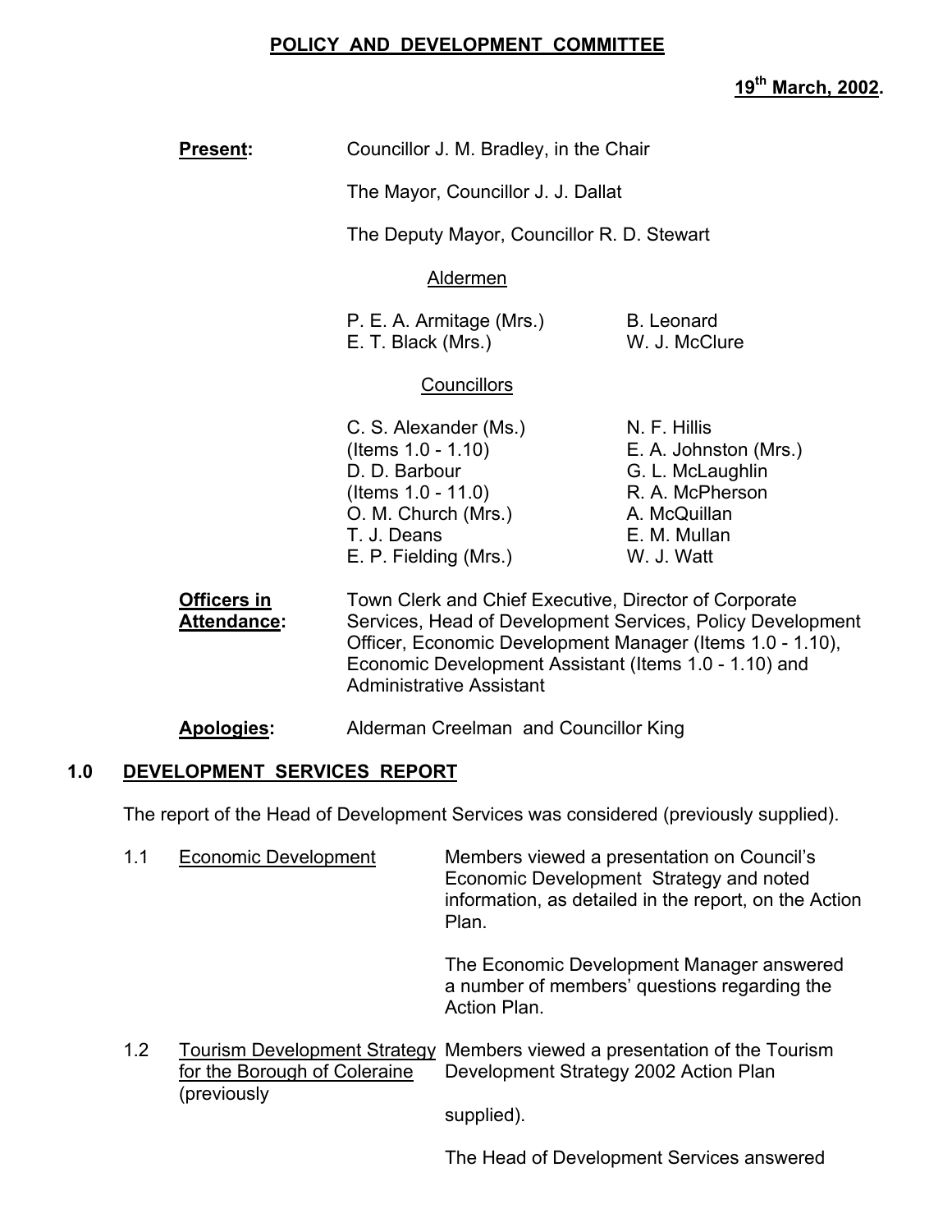# POLICY AND DEVELOPMENT COMMITTEE

**19th March, 2002.**

**Present:** Councillor J. M. Bradley, in the Chair

The Mayor, Councillor J. J. Dallat

The Deputy Mayor, Councillor R. D. Stewart

Aldermen

P. E. A. Armitage (Mrs.)
E. T. Black (Mrs.)
B. Leonard
W. J. McClure

Councillors

C. S. Alexander (Ms.) (Items 1.0 - 1.10)
D. D. Barbour (Items 1.0 - 11.0)
O. M. Church (Mrs.)
T. J. Deans
E. P. Fielding (Mrs.)
N. F. Hillis
E. A. Johnston (Mrs.)
G. L. McLaughlin
R. A. McPherson
A. McQuillan
E. M. Mullan
W. J. Watt

**Officers in Attendance:** Town Clerk and Chief Executive, Director of Corporate Services, Head of Development Services, Policy Development Officer, Economic Development Manager (Items 1.0 - 1.10), Economic Development Assistant (Items 1.0 - 1.10) and Administrative Assistant

**Apologies:** Alderman Creelman and Councillor King

## 1.0 DEVELOPMENT SERVICES REPORT

The report of the Head of Development Services was considered (previously supplied).

1.1 Economic Development

Members viewed a presentation on Council's Economic Development Strategy and noted information, as detailed in the report, on the Action Plan.

The Economic Development Manager answered a number of members' questions regarding the Action Plan.

1.2 Tourism Development Strategy for the Borough of Coleraine

Members viewed a presentation of the Tourism Development Strategy 2002 Action Plan (previously supplied).

The Head of Development Services answered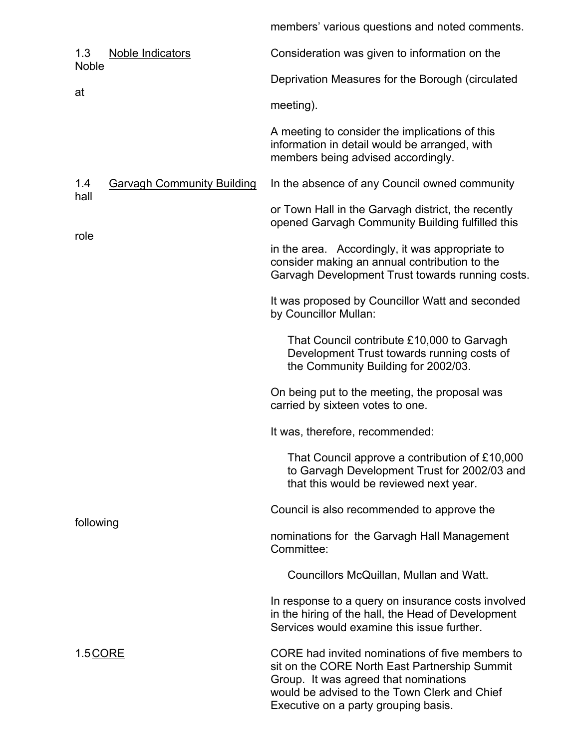members' various questions and noted comments.

1.3 Noble Indicators

Consideration was given to information on the Noble Deprivation Measures for the Borough (circulated at meeting).

A meeting to consider the implications of this information in detail would be arranged, with members being advised accordingly.

1.4 Garvagh Community Building

In the absence of any Council owned community hall or Town Hall in the Garvagh district, the recently opened Garvagh Community Building fulfilled this role in the area. Accordingly, it was appropriate to consider making an annual contribution to the Garvagh Development Trust towards running costs.

It was proposed by Councillor Watt and seconded by Councillor Mullan:

> That Council contribute £10,000 to Garvagh Development Trust towards running costs of the Community Building for 2002/03.

On being put to the meeting, the proposal was carried by sixteen votes to one.

It was, therefore, recommended:

> That Council approve a contribution of £10,000 to Garvagh Development Trust for 2002/03 and that this would be reviewed next year.

Council is also recommended to approve the following nominations for the Garvagh Hall Management Committee:

> Councillors McQuillan, Mullan and Watt.

In response to a query on insurance costs involved in the hiring of the hall, the Head of Development Services would examine this issue further.

1.5 CORE

CORE had invited nominations of five members to sit on the CORE North East Partnership Summit Group. It was agreed that nominations would be advised to the Town Clerk and Chief Executive on a party grouping basis.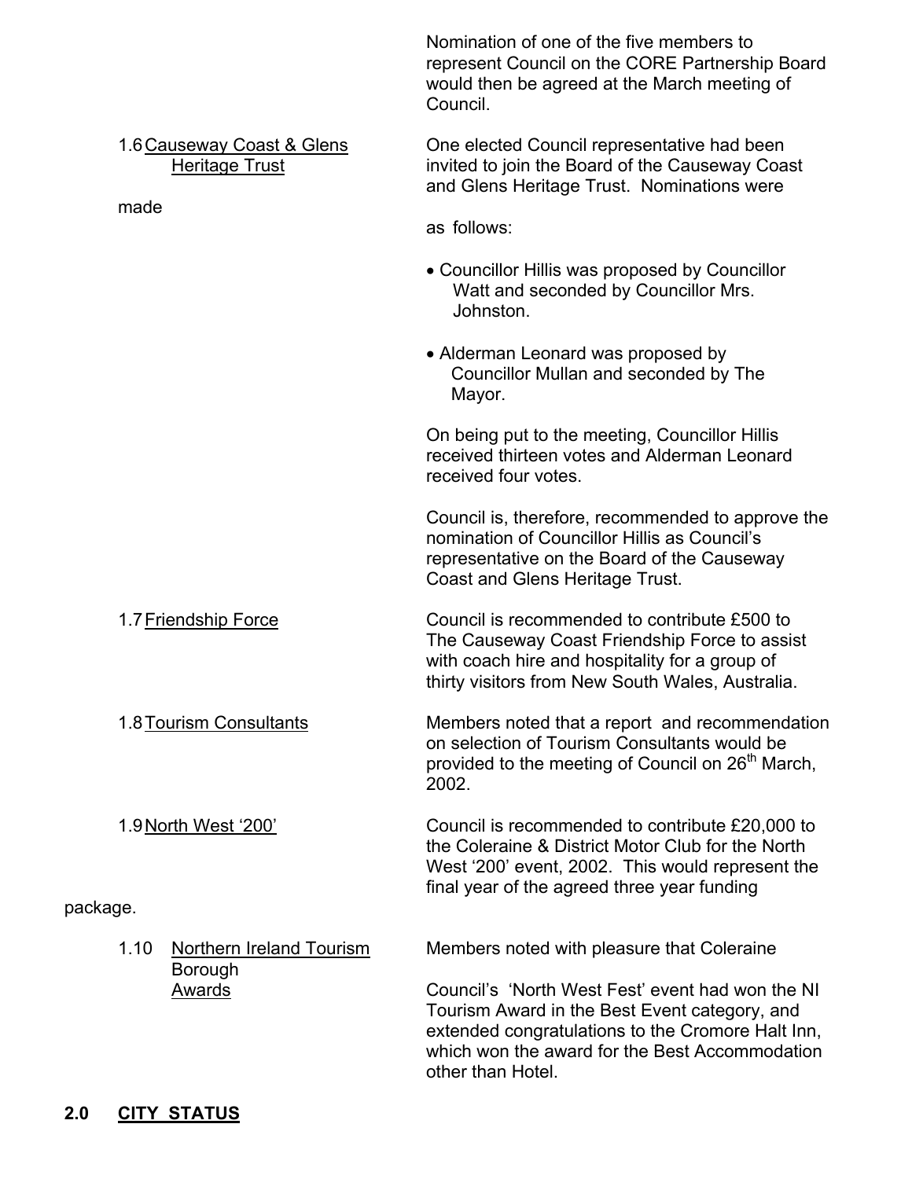Nomination of one of the five members to represent Council on the CORE Partnership Board would then be agreed at the March meeting of Council.

1.6 Causeway Coast & Glens Heritage Trust

One elected Council representative had been invited to join the Board of the Causeway Coast and Glens Heritage Trust. Nominations were made as follows:

- Councillor Hillis was proposed by Councillor Watt and seconded by Councillor Mrs. Johnston.
- Alderman Leonard was proposed by Councillor Mullan and seconded by The Mayor.

On being put to the meeting, Councillor Hillis received thirteen votes and Alderman Leonard received four votes.

Council is, therefore, recommended to approve the nomination of Councillor Hillis as Council's representative on the Board of the Causeway Coast and Glens Heritage Trust.

1.7 Friendship Force

Council is recommended to contribute £500 to The Causeway Coast Friendship Force to assist with coach hire and hospitality for a group of thirty visitors from New South Wales, Australia.

1.8 Tourism Consultants

Members noted that a report and recommendation on selection of Tourism Consultants would be provided to the meeting of Council on 26th March, 2002.

1.9 North West '200'

Council is recommended to contribute £20,000 to the Coleraine & District Motor Club for the North West '200' event, 2002. This would represent the final year of the agreed three year funding package.

1.10 Northern Ireland Tourism Awards

Members noted with pleasure that Coleraine Borough Council's 'North West Fest' event had won the NI Tourism Award in the Best Event category, and extended congratulations to the Cromore Halt Inn, which won the award for the Best Accommodation other than Hotel.

## 2.0 CITY STATUS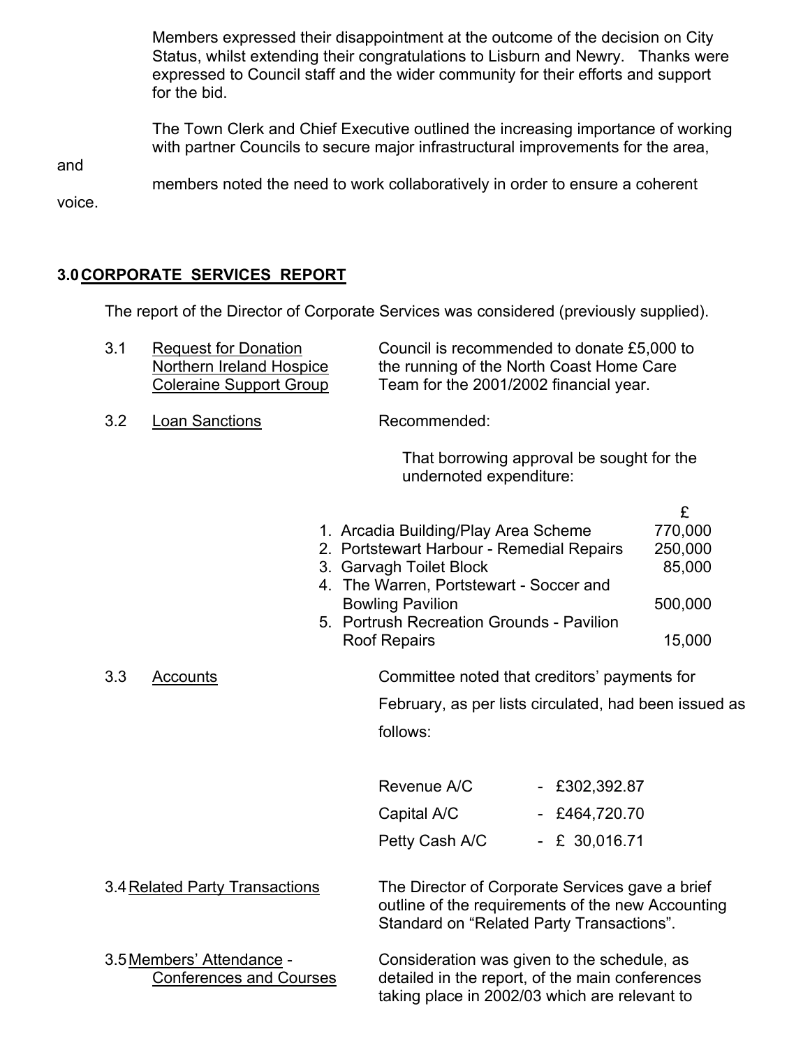Members expressed their disappointment at the outcome of the decision on City Status, whilst extending their congratulations to Lisburn and Newry. Thanks were expressed to Council staff and the wider community for their efforts and support for the bid.

The Town Clerk and Chief Executive outlined the increasing importance of working with partner Councils to secure major infrastructural improvements for the area, and members noted the need to work collaboratively in order to ensure a coherent voice.

## 3.0 CORPORATE SERVICES REPORT

The report of the Director of Corporate Services was considered (previously supplied).

3.1 Request for Donation Northern Ireland Hospice Coleraine Support Group

Council is recommended to donate £5,000 to the running of the North Coast Home Care Team for the 2001/2002 financial year.

3.2 Loan Sanctions

Recommended:

That borrowing approval be sought for the undernoted expenditure:

| | £ |
|---|---|
| 1. Arcadia Building/Play Area Scheme | 770,000 |
| 2. Portstewart Harbour - Remedial Repairs | 250,000 |
| 3. Garvagh Toilet Block | 85,000 |
| 4. The Warren, Portstewart - Soccer and Bowling Pavilion | 500,000 |
| 5. Portrush Recreation Grounds - Pavilion Roof Repairs | 15,000 |

3.3 Accounts

Committee noted that creditors' payments for February, as per lists circulated, had been issued as follows:

| | |
|---|---|
| Revenue A/C | - £302,392.87 |
| Capital A/C | - £464,720.70 |
| Petty Cash A/C | - £ 30,016.71 |

3.4 Related Party Transactions

The Director of Corporate Services gave a brief outline of the requirements of the new Accounting Standard on "Related Party Transactions".

3.5 Members' Attendance - Conferences and Courses

Consideration was given to the schedule, as detailed in the report, of the main conferences taking place in 2002/03 which are relevant to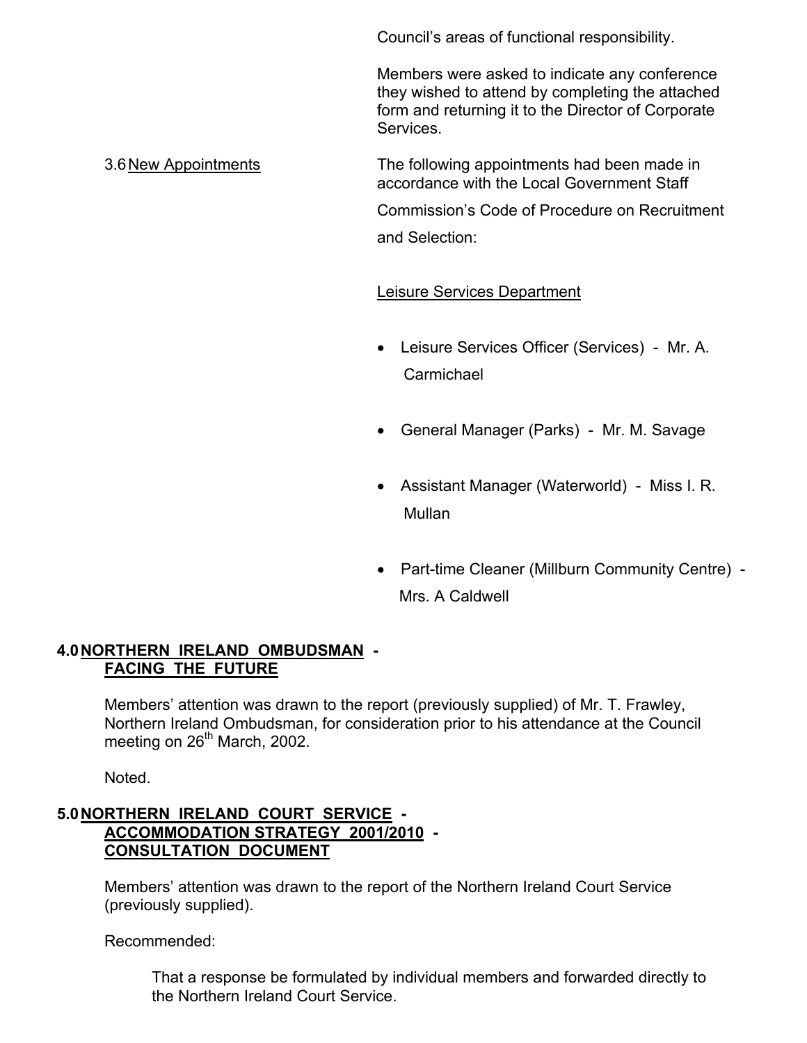Council's areas of functional responsibility.

Members were asked to indicate any conference they wished to attend by completing the attached form and returning it to the Director of Corporate Services.

3.6 New Appointments

The following appointments had been made in accordance with the Local Government Staff Commission's Code of Procedure on Recruitment and Selection:

Leisure Services Department

- Leisure Services Officer (Services) - Mr. A. Carmichael
- General Manager (Parks) - Mr. M. Savage
- Assistant Manager (Waterworld) - Miss I. R. Mullan
- Part-time Cleaner (Millburn Community Centre) - Mrs. A Caldwell

## 4.0 NORTHERN IRELAND OMBUDSMAN - FACING THE FUTURE

Members' attention was drawn to the report (previously supplied) of Mr. T. Frawley, Northern Ireland Ombudsman, for consideration prior to his attendance at the Council meeting on 26th March, 2002.

Noted.

## 5.0 NORTHERN IRELAND COURT SERVICE - ACCOMMODATION STRATEGY 2001/2010 - CONSULTATION DOCUMENT

Members' attention was drawn to the report of the Northern Ireland Court Service (previously supplied).

Recommended:

> That a response be formulated by individual members and forwarded directly to the Northern Ireland Court Service.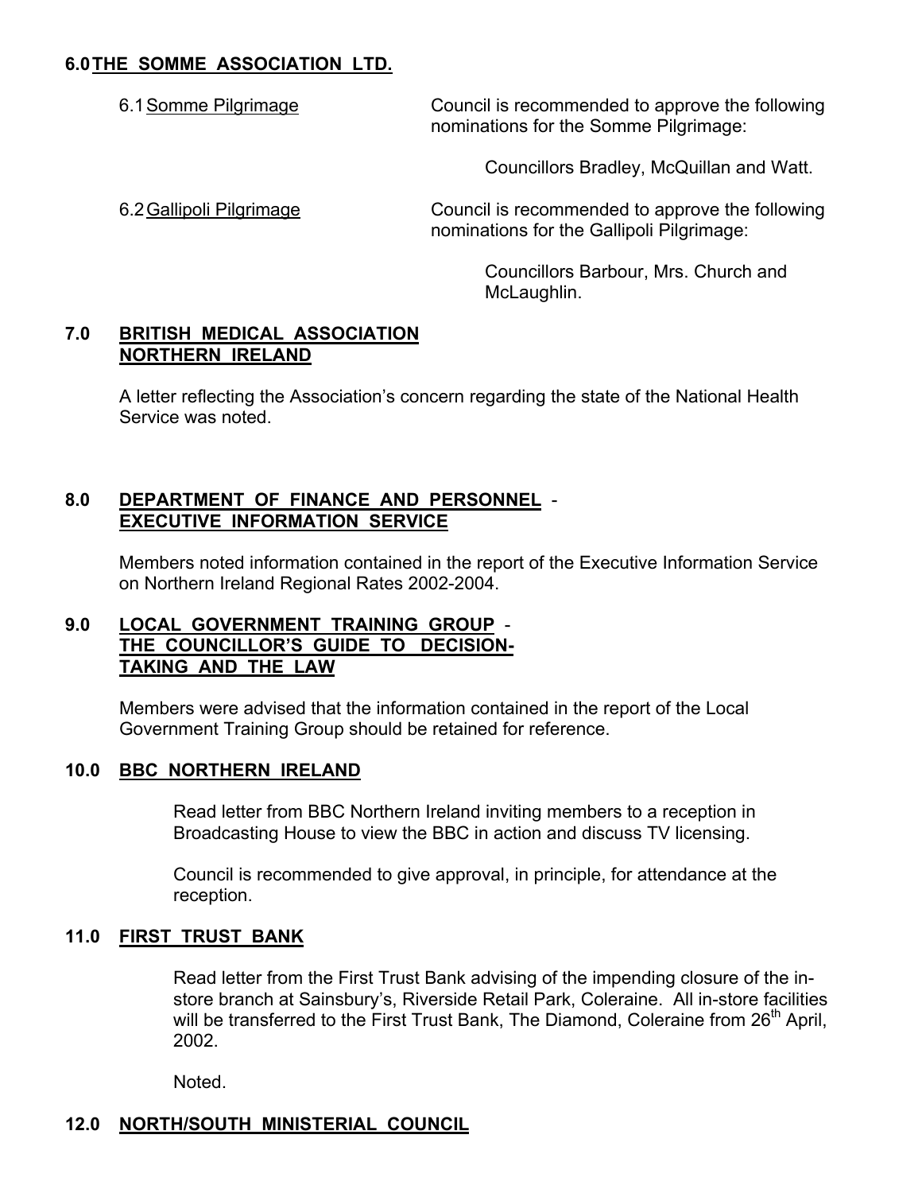## 6.0 THE SOMME ASSOCIATION LTD.

6.1 Somme Pilgrimage

Council is recommended to approve the following nominations for the Somme Pilgrimage:

Councillors Bradley, McQuillan and Watt.

6.2 Gallipoli Pilgrimage

Council is recommended to approve the following nominations for the Gallipoli Pilgrimage:

Councillors Barbour, Mrs. Church and McLaughlin.

## 7.0 BRITISH MEDICAL ASSOCIATION NORTHERN IRELAND

A letter reflecting the Association's concern regarding the state of the National Health Service was noted.

## 8.0 DEPARTMENT OF FINANCE AND PERSONNEL - EXECUTIVE INFORMATION SERVICE

Members noted information contained in the report of the Executive Information Service on Northern Ireland Regional Rates 2002-2004.

## 9.0 LOCAL GOVERNMENT TRAINING GROUP - THE COUNCILLOR'S GUIDE TO DECISION-TAKING AND THE LAW

Members were advised that the information contained in the report of the Local Government Training Group should be retained for reference.

## 10.0 BBC NORTHERN IRELAND

Read letter from BBC Northern Ireland inviting members to a reception in Broadcasting House to view the BBC in action and discuss TV licensing.

Council is recommended to give approval, in principle, for attendance at the reception.

## 11.0 FIRST TRUST BANK

Read letter from the First Trust Bank advising of the impending closure of the in-store branch at Sainsbury's, Riverside Retail Park, Coleraine. All in-store facilities will be transferred to the First Trust Bank, The Diamond, Coleraine from 26th April, 2002.

Noted.

## 12.0 NORTH/SOUTH MINISTERIAL COUNCIL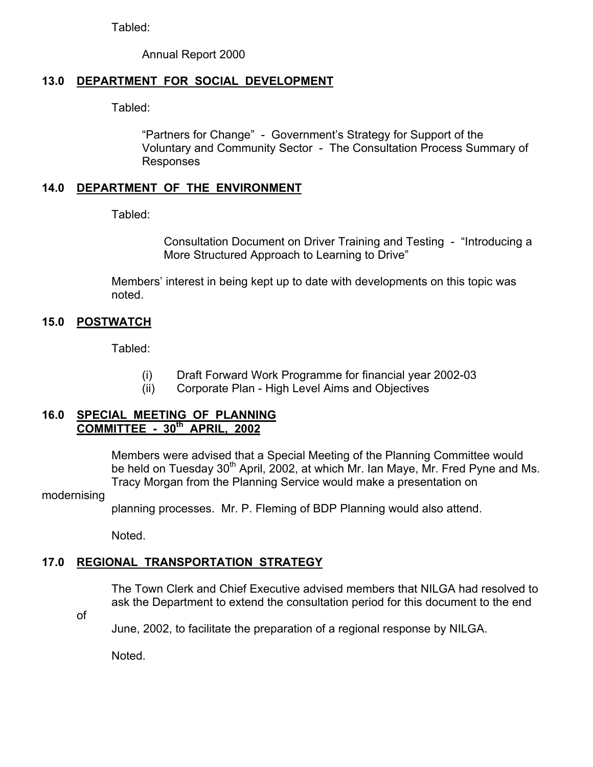Tabled:

Annual Report 2000

## 13.0 DEPARTMENT FOR SOCIAL DEVELOPMENT

Tabled:

"Partners for Change" - Government's Strategy for Support of the Voluntary and Community Sector - The Consultation Process Summary of Responses

## 14.0 DEPARTMENT OF THE ENVIRONMENT

Tabled:

Consultation Document on Driver Training and Testing - "Introducing a More Structured Approach to Learning to Drive"

Members' interest in being kept up to date with developments on this topic was noted.

## 15.0 POSTWATCH

Tabled:

(i) Draft Forward Work Programme for financial year 2002-03
(ii) Corporate Plan - High Level Aims and Objectives

## 16.0 SPECIAL MEETING OF PLANNING COMMITTEE - 30th APRIL, 2002

Members were advised that a Special Meeting of the Planning Committee would be held on Tuesday 30th April, 2002, at which Mr. Ian Maye, Mr. Fred Pyne and Ms. Tracy Morgan from the Planning Service would make a presentation on modernising planning processes. Mr. P. Fleming of BDP Planning would also attend.

Noted.

## 17.0 REGIONAL TRANSPORTATION STRATEGY

The Town Clerk and Chief Executive advised members that NILGA had resolved to ask the Department to extend the consultation period for this document to the end of June, 2002, to facilitate the preparation of a regional response by NILGA.

Noted.